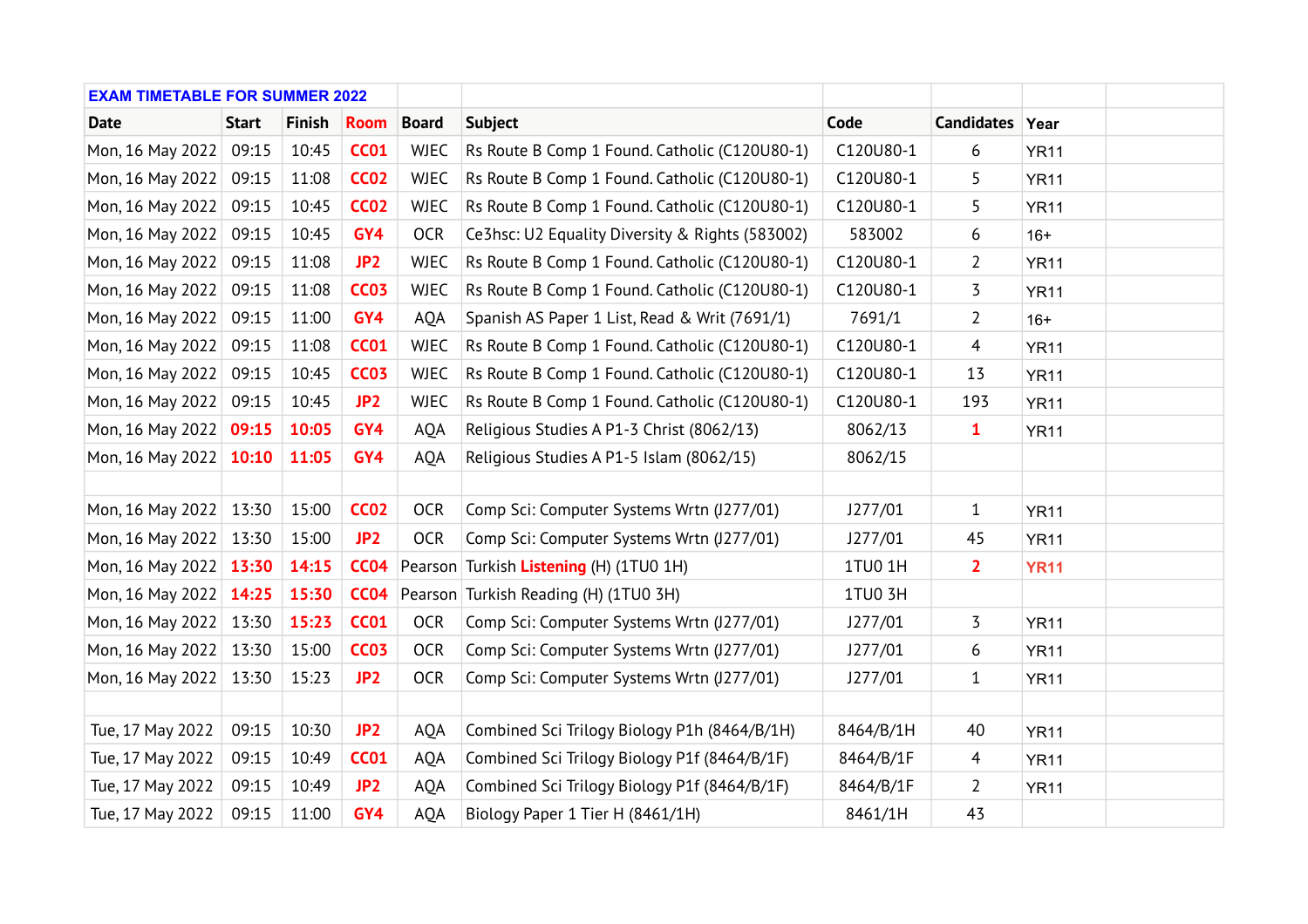| EXAM TIMETABLE FOR SUMMER 2022 | | | | | | | | | |
|---|---|---|---|---|---|---|---|---|---|
| **Date** | **Start** | **Finish** | **Room** | **Board** | **Subject** | **Code** | **Candidates** | **Year** | |
| Mon, 16 May 2022 | 09:15 | 10:45 | CC01 | WJEC | Rs Route B Comp 1 Found. Catholic (C120U80-1) | C120U80-1 | 6 | YR11 | |
| Mon, 16 May 2022 | 09:15 | 11:08 | CC02 | WJEC | Rs Route B Comp 1 Found. Catholic (C120U80-1) | C120U80-1 | 5 | YR11 | |
| Mon, 16 May 2022 | 09:15 | 10:45 | CC02 | WJEC | Rs Route B Comp 1 Found. Catholic (C120U80-1) | C120U80-1 | 5 | YR11 | |
| Mon, 16 May 2022 | 09:15 | 10:45 | GY4 | OCR | Ce3hsc: U2 Equality Diversity & Rights (583002) | 583002 | 6 | 16+ | |
| Mon, 16 May 2022 | 09:15 | 11:08 | JP2 | WJEC | Rs Route B Comp 1 Found. Catholic (C120U80-1) | C120U80-1 | 2 | YR11 | |
| Mon, 16 May 2022 | 09:15 | 11:08 | CC03 | WJEC | Rs Route B Comp 1 Found. Catholic (C120U80-1) | C120U80-1 | 3 | YR11 | |
| Mon, 16 May 2022 | 09:15 | 11:00 | GY4 | AQA | Spanish AS Paper 1 List, Read & Writ (7691/1) | 7691/1 | 2 | 16+ | |
| Mon, 16 May 2022 | 09:15 | 11:08 | CC01 | WJEC | Rs Route B Comp 1 Found. Catholic (C120U80-1) | C120U80-1 | 4 | YR11 | |
| Mon, 16 May 2022 | 09:15 | 10:45 | CC03 | WJEC | Rs Route B Comp 1 Found. Catholic (C120U80-1) | C120U80-1 | 13 | YR11 | |
| Mon, 16 May 2022 | 09:15 | 10:45 | JP2 | WJEC | Rs Route B Comp 1 Found. Catholic (C120U80-1) | C120U80-1 | 193 | YR11 | |
| Mon, 16 May 2022 | 09:15 | 10:05 | GY4 | AQA | Religious Studies A P1-3 Christ (8062/13) | 8062/13 | 1 | YR11 | |
| Mon, 16 May 2022 | 10:10 | 11:05 | GY4 | AQA | Religious Studies A P1-5 Islam (8062/15) | 8062/15 | | | |
| | | | | | | | | | |
| Mon, 16 May 2022 | 13:30 | 15:00 | CC02 | OCR | Comp Sci: Computer Systems Wrtn (J277/01) | J277/01 | 1 | YR11 | |
| Mon, 16 May 2022 | 13:30 | 15:00 | JP2 | OCR | Comp Sci: Computer Systems Wrtn (J277/01) | J277/01 | 45 | YR11 | |
| Mon, 16 May 2022 | 13:30 | 14:15 | CC04 | Pearson | Turkish Listening (H) (1TU0 1H) | 1TU0 1H | 2 | YR11 | |
| Mon, 16 May 2022 | 14:25 | 15:30 | CC04 | Pearson | Turkish Reading (H) (1TU0 3H) | 1TU0 3H | | | |
| Mon, 16 May 2022 | 13:30 | 15:23 | CC01 | OCR | Comp Sci: Computer Systems Wrtn (J277/01) | J277/01 | 3 | YR11 | |
| Mon, 16 May 2022 | 13:30 | 15:00 | CC03 | OCR | Comp Sci: Computer Systems Wrtn (J277/01) | J277/01 | 6 | YR11 | |
| Mon, 16 May 2022 | 13:30 | 15:23 | JP2 | OCR | Comp Sci: Computer Systems Wrtn (J277/01) | J277/01 | 1 | YR11 | |
| | | | | | | | | | |
| Tue, 17 May 2022 | 09:15 | 10:30 | JP2 | AQA | Combined Sci Trilogy Biology P1h (8464/B/1H) | 8464/B/1H | 40 | YR11 | |
| Tue, 17 May 2022 | 09:15 | 10:49 | CC01 | AQA | Combined Sci Trilogy Biology P1f (8464/B/1F) | 8464/B/1F | 4 | YR11 | |
| Tue, 17 May 2022 | 09:15 | 10:49 | JP2 | AQA | Combined Sci Trilogy Biology P1f (8464/B/1F) | 8464/B/1F | 2 | YR11 | |
| Tue, 17 May 2022 | 09:15 | 11:00 | GY4 | AQA | Biology Paper 1 Tier H (8461/1H) | 8461/1H | 43 | | |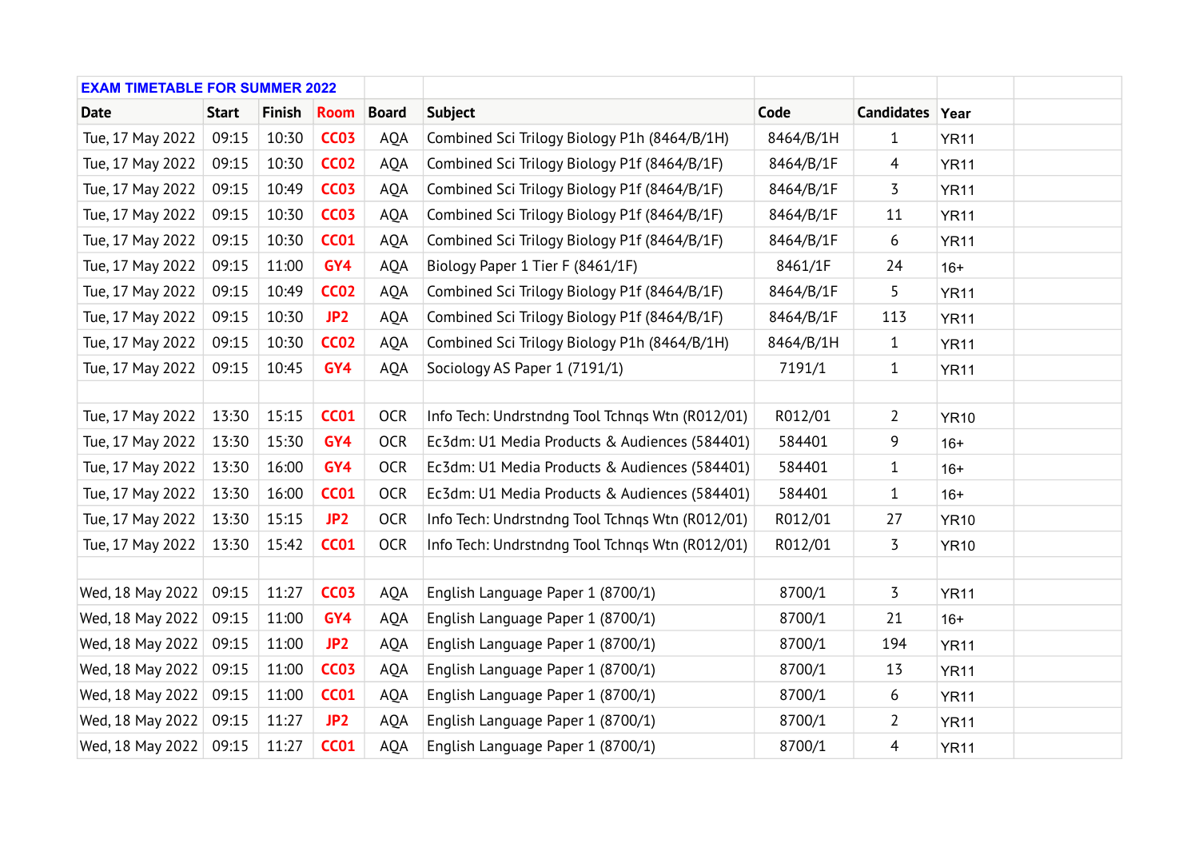| EXAM TIMETABLE FOR SUMMER 2022 | | | | | | | | | |
|---|---|---|---|---|---|---|---|---|---|
| **Date** | **Start** | **Finish** | **Room** | **Board** | **Subject** | **Code** | **Candidates** | **Year** | |
| Tue, 17 May 2022 | 09:15 | 10:30 | **CC03** | AQA | Combined Sci Trilogy Biology P1h (8464/B/1H) | 8464/B/1H | 1 | YR11 | |
| Tue, 17 May 2022 | 09:15 | 10:30 | **CC02** | AQA | Combined Sci Trilogy Biology P1f (8464/B/1F) | 8464/B/1F | 4 | YR11 | |
| Tue, 17 May 2022 | 09:15 | 10:49 | **CC03** | AQA | Combined Sci Trilogy Biology P1f (8464/B/1F) | 8464/B/1F | 3 | YR11 | |
| Tue, 17 May 2022 | 09:15 | 10:30 | **CC03** | AQA | Combined Sci Trilogy Biology P1f (8464/B/1F) | 8464/B/1F | 11 | YR11 | |
| Tue, 17 May 2022 | 09:15 | 10:30 | **CC01** | AQA | Combined Sci Trilogy Biology P1f (8464/B/1F) | 8464/B/1F | 6 | YR11 | |
| Tue, 17 May 2022 | 09:15 | 11:00 | **GY4** | AQA | Biology Paper 1 Tier F (8461/1F) | 8461/1F | 24 | 16+ | |
| Tue, 17 May 2022 | 09:15 | 10:49 | **CC02** | AQA | Combined Sci Trilogy Biology P1f (8464/B/1F) | 8464/B/1F | 5 | YR11 | |
| Tue, 17 May 2022 | 09:15 | 10:30 | **JP2** | AQA | Combined Sci Trilogy Biology P1f (8464/B/1F) | 8464/B/1F | 113 | YR11 | |
| Tue, 17 May 2022 | 09:15 | 10:30 | **CC02** | AQA | Combined Sci Trilogy Biology P1h (8464/B/1H) | 8464/B/1H | 1 | YR11 | |
| Tue, 17 May 2022 | 09:15 | 10:45 | **GY4** | AQA | Sociology AS Paper 1 (7191/1) | 7191/1 | 1 | YR11 | |
| | | | | | | | | | |
| Tue, 17 May 2022 | 13:30 | 15:15 | **CC01** | OCR | Info Tech: Undrstndng Tool Tchnqs Wtn (R012/01) | R012/01 | 2 | YR10 | |
| Tue, 17 May 2022 | 13:30 | 15:30 | **GY4** | OCR | Ec3dm: U1 Media Products & Audiences (584401) | 584401 | 9 | 16+ | |
| Tue, 17 May 2022 | 13:30 | 16:00 | **GY4** | OCR | Ec3dm: U1 Media Products & Audiences (584401) | 584401 | 1 | 16+ | |
| Tue, 17 May 2022 | 13:30 | 16:00 | **CC01** | OCR | Ec3dm: U1 Media Products & Audiences (584401) | 584401 | 1 | 16+ | |
| Tue, 17 May 2022 | 13:30 | 15:15 | **JP2** | OCR | Info Tech: Undrstndng Tool Tchnqs Wtn (R012/01) | R012/01 | 27 | YR10 | |
| Tue, 17 May 2022 | 13:30 | 15:42 | **CC01** | OCR | Info Tech: Undrstndng Tool Tchnqs Wtn (R012/01) | R012/01 | 3 | YR10 | |
| | | | | | | | | | |
| Wed, 18 May 2022 | 09:15 | 11:27 | **CC03** | AQA | English Language Paper 1 (8700/1) | 8700/1 | 3 | YR11 | |
| Wed, 18 May 2022 | 09:15 | 11:00 | **GY4** | AQA | English Language Paper 1 (8700/1) | 8700/1 | 21 | 16+ | |
| Wed, 18 May 2022 | 09:15 | 11:00 | **JP2** | AQA | English Language Paper 1 (8700/1) | 8700/1 | 194 | YR11 | |
| Wed, 18 May 2022 | 09:15 | 11:00 | **CC03** | AQA | English Language Paper 1 (8700/1) | 8700/1 | 13 | YR11 | |
| Wed, 18 May 2022 | 09:15 | 11:00 | **CC01** | AQA | English Language Paper 1 (8700/1) | 8700/1 | 6 | YR11 | |
| Wed, 18 May 2022 | 09:15 | 11:27 | **JP2** | AQA | English Language Paper 1 (8700/1) | 8700/1 | 2 | YR11 | |
| Wed, 18 May 2022 | 09:15 | 11:27 | **CC01** | AQA | English Language Paper 1 (8700/1) | 8700/1 | 4 | YR11 | |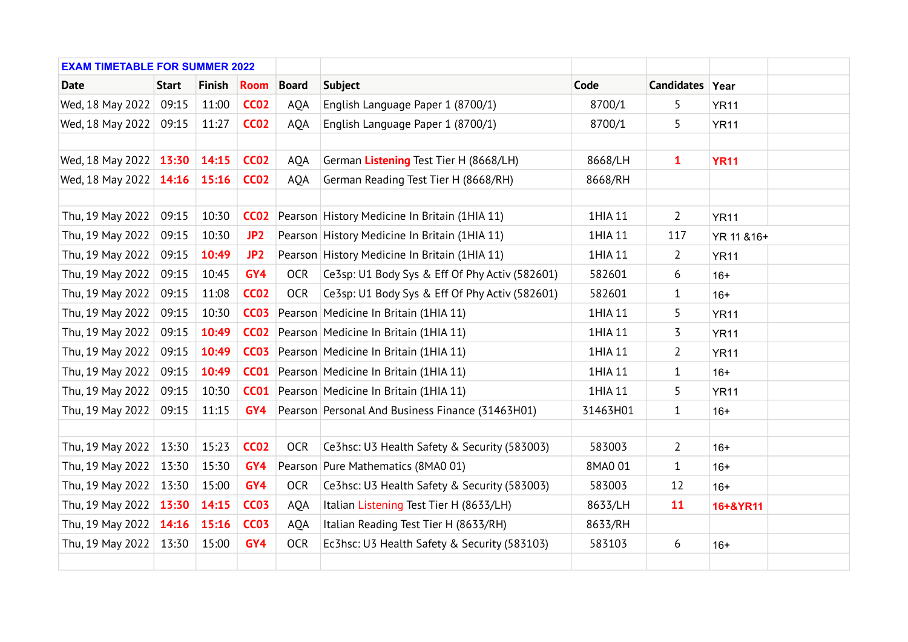| EXAM TIMETABLE FOR SUMMER 2022 | | | | | | | | | |
|---|---|---|---|---|---|---|---|---|---|
| **Date** | **Start** | **Finish** | **Room** | **Board** | **Subject** | **Code** | **Candidates** | **Year** | |
| Wed, 18 May 2022 | 09:15 | 11:00 | **CC02** | AQA | English Language Paper 1 (8700/1) | 8700/1 | 5 | YR11 | |
| Wed, 18 May 2022 | 09:15 | 11:27 | **CC02** | AQA | English Language Paper 1 (8700/1) | 8700/1 | 5 | YR11 | |
| | | | | | | | | | |
| Wed, 18 May 2022 | **13:30** | **14:15** | **CC02** | AQA | German **Listening** Test Tier H (8668/LH) | 8668/LH | **1** | **YR11** | |
| Wed, 18 May 2022 | **14:16** | **15:16** | **CC02** | AQA | German Reading Test Tier H (8668/RH) | 8668/RH | | | |
| | | | | | | | | | |
| Thu, 19 May 2022 | 09:15 | 10:30 | **CC02** | Pearson | History Medicine In Britain (1HIA 11) | 1HIA 11 | 2 | YR11 | |
| Thu, 19 May 2022 | 09:15 | 10:30 | **JP2** | Pearson | History Medicine In Britain (1HIA 11) | 1HIA 11 | 117 | YR 11 &16+ | |
| Thu, 19 May 2022 | 09:15 | **10:49** | **JP2** | Pearson | History Medicine In Britain (1HIA 11) | 1HIA 11 | 2 | YR11 | |
| Thu, 19 May 2022 | 09:15 | 10:45 | **GY4** | OCR | Ce3sp: U1 Body Sys & Eff Of Phy Activ (582601) | 582601 | 6 | 16+ | |
| Thu, 19 May 2022 | 09:15 | 11:08 | **CC02** | OCR | Ce3sp: U1 Body Sys & Eff Of Phy Activ (582601) | 582601 | 1 | 16+ | |
| Thu, 19 May 2022 | 09:15 | 10:30 | **CC03** | Pearson | Medicine In Britain (1HIA 11) | 1HIA 11 | 5 | YR11 | |
| Thu, 19 May 2022 | 09:15 | **10:49** | **CC02** | Pearson | Medicine In Britain (1HIA 11) | 1HIA 11 | 3 | YR11 | |
| Thu, 19 May 2022 | 09:15 | **10:49** | **CC03** | Pearson | Medicine In Britain (1HIA 11) | 1HIA 11 | 2 | YR11 | |
| Thu, 19 May 2022 | 09:15 | **10:49** | **CC01** | Pearson | Medicine In Britain (1HIA 11) | 1HIA 11 | 1 | 16+ | |
| Thu, 19 May 2022 | 09:15 | 10:30 | **CC01** | Pearson | Medicine In Britain (1HIA 11) | 1HIA 11 | 5 | YR11 | |
| Thu, 19 May 2022 | 09:15 | 11:15 | **GY4** | Pearson | Personal And Business Finance (31463H01) | 31463H01 | 1 | 16+ | |
| | | | | | | | | | |
| Thu, 19 May 2022 | 13:30 | 15:23 | **CC02** | OCR | Ce3hsc: U3 Health Safety & Security (583003) | 583003 | 2 | 16+ | |
| Thu, 19 May 2022 | 13:30 | 15:30 | **GY4** | Pearson | Pure Mathematics (8MA0 01) | 8MA0 01 | 1 | 16+ | |
| Thu, 19 May 2022 | 13:30 | 15:00 | **GY4** | OCR | Ce3hsc: U3 Health Safety & Security (583003) | 583003 | 12 | 16+ | |
| Thu, 19 May 2022 | **13:30** | **14:15** | **CC03** | AQA | Italian Listening Test Tier H (8633/LH) | 8633/LH | **11** | **16+&YR11** | |
| Thu, 19 May 2022 | **14:16** | **15:16** | **CC03** | AQA | Italian Reading Test Tier H (8633/RH) | 8633/RH | | | |
| Thu, 19 May 2022 | 13:30 | 15:00 | **GY4** | OCR | Ec3hsc: U3 Health Safety & Security (583103) | 583103 | 6 | 16+ | |
| | | | | | | | | | |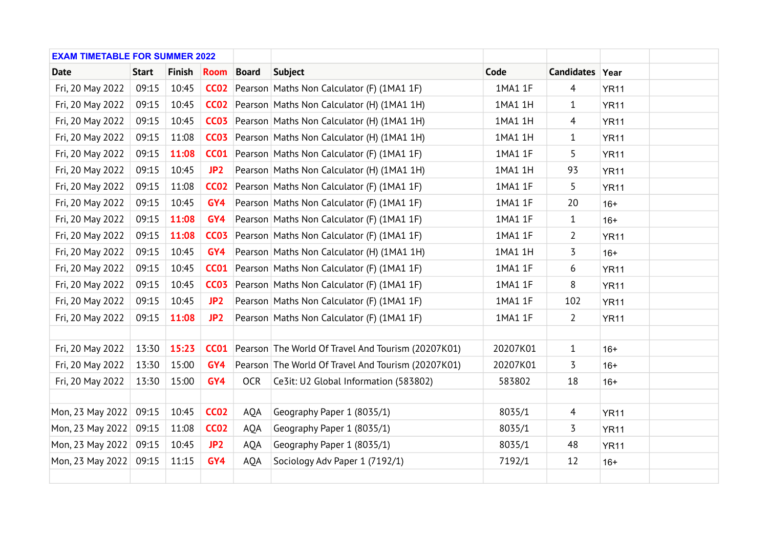| EXAM TIMETABLE FOR SUMMER 2022 | | | | | | | | | |
|---|---|---|---|---|---|---|---|---|---|
| **Date** | **Start** | **Finish** | **Room** | **Board** | **Subject** | **Code** | **Candidates** | **Year** | |
| Fri, 20 May 2022 | 09:15 | 10:45 | CC02 | Pearson | Maths Non Calculator (F) (1MA1 1F) | 1MA1 1F | 4 | YR11 | |
| Fri, 20 May 2022 | 09:15 | 10:45 | CC02 | Pearson | Maths Non Calculator (H) (1MA1 1H) | 1MA1 1H | 1 | YR11 | |
| Fri, 20 May 2022 | 09:15 | 10:45 | CC03 | Pearson | Maths Non Calculator (H) (1MA1 1H) | 1MA1 1H | 4 | YR11 | |
| Fri, 20 May 2022 | 09:15 | 11:08 | CC03 | Pearson | Maths Non Calculator (H) (1MA1 1H) | 1MA1 1H | 1 | YR11 | |
| Fri, 20 May 2022 | 09:15 | 11:08 | CC01 | Pearson | Maths Non Calculator (F) (1MA1 1F) | 1MA1 1F | 5 | YR11 | |
| Fri, 20 May 2022 | 09:15 | 10:45 | JP2 | Pearson | Maths Non Calculator (H) (1MA1 1H) | 1MA1 1H | 93 | YR11 | |
| Fri, 20 May 2022 | 09:15 | 11:08 | CC02 | Pearson | Maths Non Calculator (F) (1MA1 1F) | 1MA1 1F | 5 | YR11 | |
| Fri, 20 May 2022 | 09:15 | 10:45 | GY4 | Pearson | Maths Non Calculator (F) (1MA1 1F) | 1MA1 1F | 20 | 16+ | |
| Fri, 20 May 2022 | 09:15 | 11:08 | GY4 | Pearson | Maths Non Calculator (F) (1MA1 1F) | 1MA1 1F | 1 | 16+ | |
| Fri, 20 May 2022 | 09:15 | 11:08 | CC03 | Pearson | Maths Non Calculator (F) (1MA1 1F) | 1MA1 1F | 2 | YR11 | |
| Fri, 20 May 2022 | 09:15 | 10:45 | GY4 | Pearson | Maths Non Calculator (H) (1MA1 1H) | 1MA1 1H | 3 | 16+ | |
| Fri, 20 May 2022 | 09:15 | 10:45 | CC01 | Pearson | Maths Non Calculator (F) (1MA1 1F) | 1MA1 1F | 6 | YR11 | |
| Fri, 20 May 2022 | 09:15 | 10:45 | CC03 | Pearson | Maths Non Calculator (F) (1MA1 1F) | 1MA1 1F | 8 | YR11 | |
| Fri, 20 May 2022 | 09:15 | 10:45 | JP2 | Pearson | Maths Non Calculator (F) (1MA1 1F) | 1MA1 1F | 102 | YR11 | |
| Fri, 20 May 2022 | 09:15 | 11:08 | JP2 | Pearson | Maths Non Calculator (F) (1MA1 1F) | 1MA1 1F | 2 | YR11 | |
| | | | | | | | | | |
| Fri, 20 May 2022 | 13:30 | 15:23 | CC01 | Pearson | The World Of Travel And Tourism (20207K01) | 20207K01 | 1 | 16+ | |
| Fri, 20 May 2022 | 13:30 | 15:00 | GY4 | Pearson | The World Of Travel And Tourism (20207K01) | 20207K01 | 3 | 16+ | |
| Fri, 20 May 2022 | 13:30 | 15:00 | GY4 | OCR | Ce3it: U2 Global Information (583802) | 583802 | 18 | 16+ | |
| | | | | | | | | | |
| Mon, 23 May 2022 | 09:15 | 10:45 | CC02 | AQA | Geography Paper 1 (8035/1) | 8035/1 | 4 | YR11 | |
| Mon, 23 May 2022 | 09:15 | 11:08 | CC02 | AQA | Geography Paper 1 (8035/1) | 8035/1 | 3 | YR11 | |
| Mon, 23 May 2022 | 09:15 | 10:45 | JP2 | AQA | Geography Paper 1 (8035/1) | 8035/1 | 48 | YR11 | |
| Mon, 23 May 2022 | 09:15 | 11:15 | GY4 | AQA | Sociology Adv Paper 1 (7192/1) | 7192/1 | 12 | 16+ | |
| | | | | | | | | | |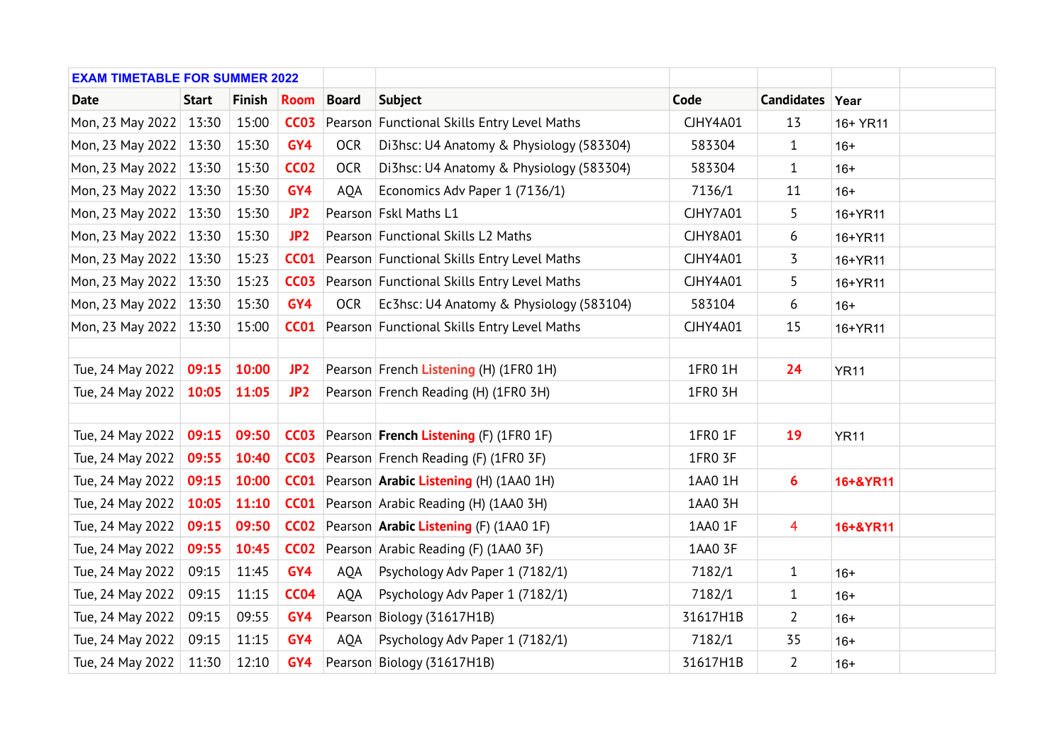| EXAM TIMETABLE FOR SUMMER 2022 | | | | | | | | | |
|---|---|---|---|---|---|---|---|---|---|
| **Date** | **Start** | **Finish** | **Room** | **Board** | **Subject** | **Code** | **Candidates** | **Year** | |
| Mon, 23 May 2022 | 13:30 | 15:00 | **CC03** | Pearson | Functional Skills Entry Level Maths | CJHY4A01 | 13 | 16+ YR11 | |
| Mon, 23 May 2022 | 13:30 | 15:30 | **GY4** | OCR | Di3hsc: U4 Anatomy & Physiology (583304) | 583304 | 1 | 16+ | |
| Mon, 23 May 2022 | 13:30 | 15:30 | **CC02** | OCR | Di3hsc: U4 Anatomy & Physiology (583304) | 583304 | 1 | 16+ | |
| Mon, 23 May 2022 | 13:30 | 15:30 | **GY4** | AQA | Economics Adv Paper 1 (7136/1) | 7136/1 | 11 | 16+ | |
| Mon, 23 May 2022 | 13:30 | 15:30 | **JP2** | Pearson | Fskl Maths L1 | CJHY7A01 | 5 | 16+YR11 | |
| Mon, 23 May 2022 | 13:30 | 15:30 | **JP2** | Pearson | Functional Skills L2 Maths | CJHY8A01 | 6 | 16+YR11 | |
| Mon, 23 May 2022 | 13:30 | 15:23 | **CC01** | Pearson | Functional Skills Entry Level Maths | CJHY4A01 | 3 | 16+YR11 | |
| Mon, 23 May 2022 | 13:30 | 15:23 | **CC03** | Pearson | Functional Skills Entry Level Maths | CJHY4A01 | 5 | 16+YR11 | |
| Mon, 23 May 2022 | 13:30 | 15:30 | **GY4** | OCR | Ec3hsc: U4 Anatomy & Physiology (583104) | 583104 | 6 | 16+ | |
| Mon, 23 May 2022 | 13:30 | 15:00 | **CC01** | Pearson | Functional Skills Entry Level Maths | CJHY4A01 | 15 | 16+YR11 | |
| | | | | | | | | | |
| Tue, 24 May 2022 | **09:15** | **10:00** | **JP2** | Pearson | French **Listening** (H) (1FR0 1H) | 1FR0 1H | **24** | YR11 | |
| Tue, 24 May 2022 | **10:05** | **11:05** | **JP2** | Pearson | French Reading (H) (1FR0 3H) | 1FR0 3H | | | |
| | | | | | | | | | |
| Tue, 24 May 2022 | **09:15** | **09:50** | **CC03** | Pearson | **French Listening** (F) (1FR0 1F) | 1FR0 1F | **19** | YR11 | |
| Tue, 24 May 2022 | **09:55** | **10:40** | **CC03** | Pearson | French Reading (F) (1FR0 3F) | 1FR0 3F | | | |
| Tue, 24 May 2022 | **09:15** | **10:00** | **CC01** | Pearson | **Arabic Listening** (H) (1AA0 1H) | 1AA0 1H | **6** | **16+&YR11** | |
| Tue, 24 May 2022 | **10:05** | **11:10** | **CC01** | Pearson | Arabic Reading (H) (1AA0 3H) | 1AA0 3H | | | |
| Tue, 24 May 2022 | **09:15** | **09:50** | **CC02** | Pearson | **Arabic Listening** (F) (1AA0 1F) | 1AA0 1F | 4 | **16+&YR11** | |
| Tue, 24 May 2022 | **09:55** | **10:45** | **CC02** | Pearson | Arabic Reading (F) (1AA0 3F) | 1AA0 3F | | | |
| Tue, 24 May 2022 | 09:15 | 11:45 | **GY4** | AQA | Psychology Adv Paper 1 (7182/1) | 7182/1 | 1 | 16+ | |
| Tue, 24 May 2022 | 09:15 | 11:15 | **CC04** | AQA | Psychology Adv Paper 1 (7182/1) | 7182/1 | 1 | 16+ | |
| Tue, 24 May 2022 | 09:15 | 09:55 | **GY4** | Pearson | Biology (31617H1B) | 31617H1B | 2 | 16+ | |
| Tue, 24 May 2022 | 09:15 | 11:15 | **GY4** | AQA | Psychology Adv Paper 1 (7182/1) | 7182/1 | 35 | 16+ | |
| Tue, 24 May 2022 | 11:30 | 12:10 | **GY4** | Pearson | Biology (31617H1B) | 31617H1B | 2 | 16+ | |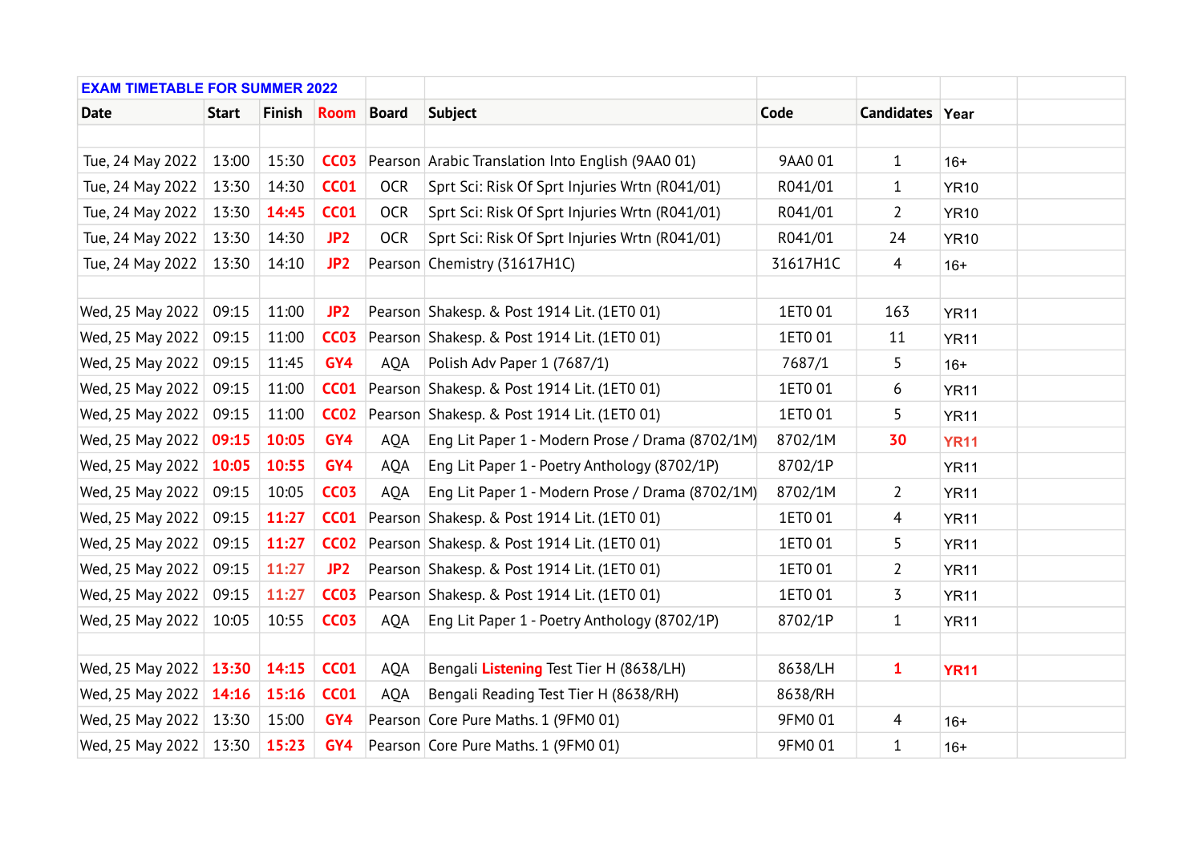| EXAM TIMETABLE FOR SUMMER 2022 | | | | | | | | | |
|---|---|---|---|---|---|---|---|---|---|
| Date | Start | Finish | Room | Board | Subject | Code | Candidates | Year | |
| | | | | | | | | | |
| Tue, 24 May 2022 | 13:00 | 15:30 | CC03 | Pearson | Arabic Translation Into English (9AA0 01) | 9AA0 01 | 1 | 16+ | |
| Tue, 24 May 2022 | 13:30 | 14:30 | CC01 | OCR | Sprt Sci: Risk Of Sprt Injuries Wrtn (R041/01) | R041/01 | 1 | YR10 | |
| Tue, 24 May 2022 | 13:30 | 14:45 | CC01 | OCR | Sprt Sci: Risk Of Sprt Injuries Wrtn (R041/01) | R041/01 | 2 | YR10 | |
| Tue, 24 May 2022 | 13:30 | 14:30 | JP2 | OCR | Sprt Sci: Risk Of Sprt Injuries Wrtn (R041/01) | R041/01 | 24 | YR10 | |
| Tue, 24 May 2022 | 13:30 | 14:10 | JP2 | Pearson | Chemistry (31617H1C) | 31617H1C | 4 | 16+ | |
| | | | | | | | | | |
| Wed, 25 May 2022 | 09:15 | 11:00 | JP2 | Pearson | Shakesp. & Post 1914 Lit. (1ET0 01) | 1ET0 01 | 163 | YR11 | |
| Wed, 25 May 2022 | 09:15 | 11:00 | CC03 | Pearson | Shakesp. & Post 1914 Lit. (1ET0 01) | 1ET0 01 | 11 | YR11 | |
| Wed, 25 May 2022 | 09:15 | 11:45 | GY4 | AQA | Polish Adv Paper 1 (7687/1) | 7687/1 | 5 | 16+ | |
| Wed, 25 May 2022 | 09:15 | 11:00 | CC01 | Pearson | Shakesp. & Post 1914 Lit. (1ET0 01) | 1ET0 01 | 6 | YR11 | |
| Wed, 25 May 2022 | 09:15 | 11:00 | CC02 | Pearson | Shakesp. & Post 1914 Lit. (1ET0 01) | 1ET0 01 | 5 | YR11 | |
| Wed, 25 May 2022 | 09:15 | 10:05 | GY4 | AQA | Eng Lit Paper 1 - Modern Prose / Drama (8702/1M) | 8702/1M | 30 | YR11 | |
| Wed, 25 May 2022 | 10:05 | 10:55 | GY4 | AQA | Eng Lit Paper 1 - Poetry Anthology (8702/1P) | 8702/1P | | YR11 | |
| Wed, 25 May 2022 | 09:15 | 10:05 | CC03 | AQA | Eng Lit Paper 1 - Modern Prose / Drama (8702/1M) | 8702/1M | 2 | YR11 | |
| Wed, 25 May 2022 | 09:15 | 11:27 | CC01 | Pearson | Shakesp. & Post 1914 Lit. (1ET0 01) | 1ET0 01 | 4 | YR11 | |
| Wed, 25 May 2022 | 09:15 | 11:27 | CC02 | Pearson | Shakesp. & Post 1914 Lit. (1ET0 01) | 1ET0 01 | 5 | YR11 | |
| Wed, 25 May 2022 | 09:15 | 11:27 | JP2 | Pearson | Shakesp. & Post 1914 Lit. (1ET0 01) | 1ET0 01 | 2 | YR11 | |
| Wed, 25 May 2022 | 09:15 | 11:27 | CC03 | Pearson | Shakesp. & Post 1914 Lit. (1ET0 01) | 1ET0 01 | 3 | YR11 | |
| Wed, 25 May 2022 | 10:05 | 10:55 | CC03 | AQA | Eng Lit Paper 1 - Poetry Anthology (8702/1P) | 8702/1P | 1 | YR11 | |
| | | | | | | | | | |
| Wed, 25 May 2022 | 13:30 | 14:15 | CC01 | AQA | Bengali Listening Test Tier H (8638/LH) | 8638/LH | 1 | YR11 | |
| Wed, 25 May 2022 | 14:16 | 15:16 | CC01 | AQA | Bengali Reading Test Tier H (8638/RH) | 8638/RH | | | |
| Wed, 25 May 2022 | 13:30 | 15:00 | GY4 | Pearson | Core Pure Maths. 1 (9FM0 01) | 9FM0 01 | 4 | 16+ | |
| Wed, 25 May 2022 | 13:30 | 15:23 | GY4 | Pearson | Core Pure Maths. 1 (9FM0 01) | 9FM0 01 | 1 | 16+ | |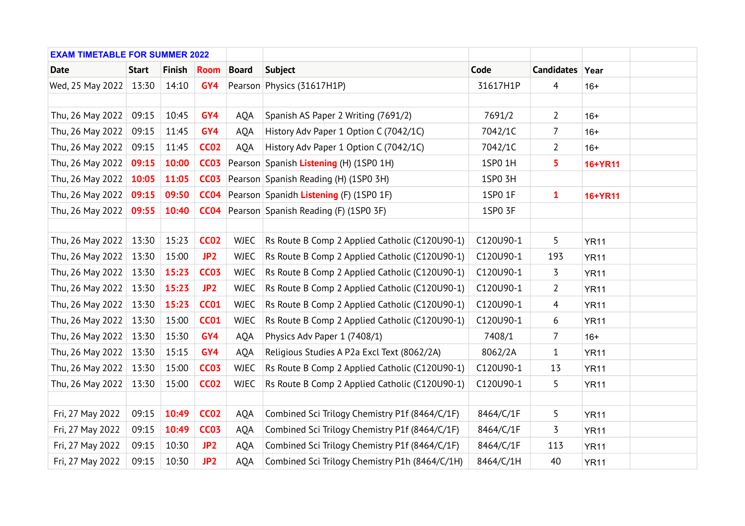| EXAM TIMETABLE FOR SUMMER 2022 | | | | | | | | | |
|---|---|---|---|---|---|---|---|---|---|
| **Date** | **Start** | **Finish** | **Room** | **Board** | **Subject** | **Code** | **Candidates** | **Year** | |
| Wed, 25 May 2022 | 13:30 | 14:10 | **GY4** | Pearson | Physics (31617H1P) | 31617H1P | 4 | 16+ | |
| | | | | | | | | | |
| Thu, 26 May 2022 | 09:15 | 10:45 | **GY4** | AQA | Spanish AS Paper 2 Writing (7691/2) | 7691/2 | 2 | 16+ | |
| Thu, 26 May 2022 | 09:15 | 11:45 | **GY4** | AQA | History Adv Paper 1 Option C (7042/1C) | 7042/1C | 7 | 16+ | |
| Thu, 26 May 2022 | 09:15 | 11:45 | **CC02** | AQA | History Adv Paper 1 Option C (7042/1C) | 7042/1C | 2 | 16+ | |
| Thu, 26 May 2022 | **09:15** | **10:00** | **CC03** | Pearson | Spanish **Listening** (H) (1SP0 1H) | 1SP0 1H | **5** | **16+YR11** | |
| Thu, 26 May 2022 | **10:05** | **11:05** | **CC03** | Pearson | Spanish Reading (H) (1SP0 3H) | 1SP0 3H | | | |
| Thu, 26 May 2022 | **09:15** | **09:50** | **CC04** | Pearson | Spanidh **Listening** (F) (1SP0 1F) | 1SP0 1F | **1** | **16+YR11** | |
| Thu, 26 May 2022 | **09:55** | **10:40** | **CC04** | Pearson | Spanish Reading (F) (1SP0 3F) | 1SP0 3F | | | |
| | | | | | | | | | |
| Thu, 26 May 2022 | 13:30 | 15:23 | **CC02** | WJEC | Rs Route B Comp 2 Applied Catholic (C120U90-1) | C120U90-1 | 5 | YR11 | |
| Thu, 26 May 2022 | 13:30 | 15:00 | **JP2** | WJEC | Rs Route B Comp 2 Applied Catholic (C120U90-1) | C120U90-1 | 193 | YR11 | |
| Thu, 26 May 2022 | 13:30 | **15:23** | **CC03** | WJEC | Rs Route B Comp 2 Applied Catholic (C120U90-1) | C120U90-1 | 3 | YR11 | |
| Thu, 26 May 2022 | 13:30 | **15:23** | **JP2** | WJEC | Rs Route B Comp 2 Applied Catholic (C120U90-1) | C120U90-1 | 2 | YR11 | |
| Thu, 26 May 2022 | 13:30 | **15:23** | **CC01** | WJEC | Rs Route B Comp 2 Applied Catholic (C120U90-1) | C120U90-1 | 4 | YR11 | |
| Thu, 26 May 2022 | 13:30 | 15:00 | **CC01** | WJEC | Rs Route B Comp 2 Applied Catholic (C120U90-1) | C120U90-1 | 6 | YR11 | |
| Thu, 26 May 2022 | 13:30 | 15:30 | **GY4** | AQA | Physics Adv Paper 1 (7408/1) | 7408/1 | 7 | 16+ | |
| Thu, 26 May 2022 | 13:30 | 15:15 | **GY4** | AQA | Religious Studies A P2a Excl Text (8062/2A) | 8062/2A | 1 | YR11 | |
| Thu, 26 May 2022 | 13:30 | 15:00 | **CC03** | WJEC | Rs Route B Comp 2 Applied Catholic (C120U90-1) | C120U90-1 | 13 | YR11 | |
| Thu, 26 May 2022 | 13:30 | 15:00 | **CC02** | WJEC | Rs Route B Comp 2 Applied Catholic (C120U90-1) | C120U90-1 | 5 | YR11 | |
| | | | | | | | | | |
| Fri, 27 May 2022 | 09:15 | **10:49** | **CC02** | AQA | Combined Sci Trilogy Chemistry P1f (8464/C/1F) | 8464/C/1F | 5 | YR11 | |
| Fri, 27 May 2022 | 09:15 | **10:49** | **CC03** | AQA | Combined Sci Trilogy Chemistry P1f (8464/C/1F) | 8464/C/1F | 3 | YR11 | |
| Fri, 27 May 2022 | 09:15 | 10:30 | **JP2** | AQA | Combined Sci Trilogy Chemistry P1f (8464/C/1F) | 8464/C/1F | 113 | YR11 | |
| Fri, 27 May 2022 | 09:15 | 10:30 | **JP2** | AQA | Combined Sci Trilogy Chemistry P1h (8464/C/1H) | 8464/C/1H | 40 | YR11 | |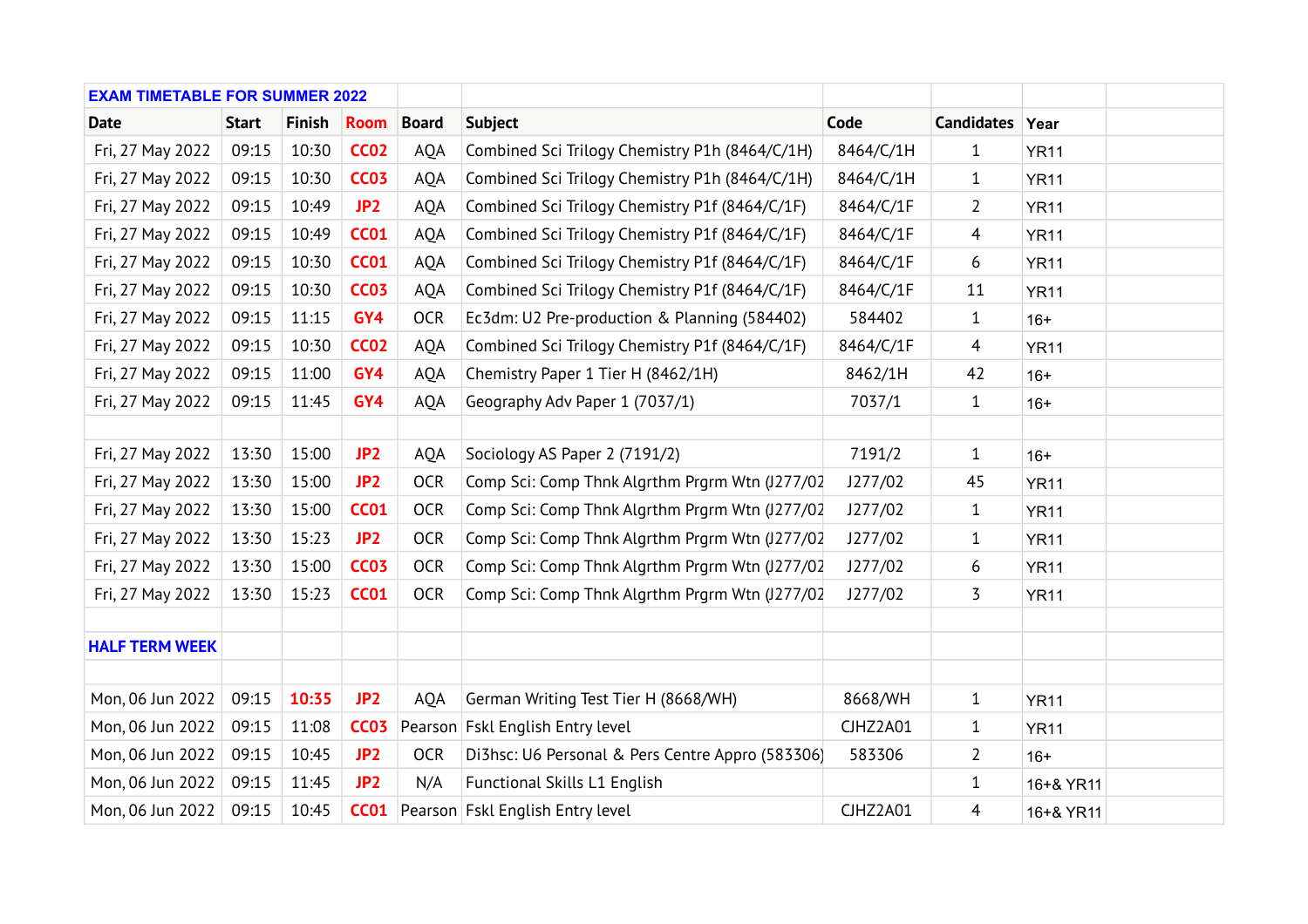| EXAM TIMETABLE FOR SUMMER 2022 | | | | | | | | |
|---|---|---|---|---|---|---|---|---|
| **Date** | **Start** | **Finish** | **Room** | **Board** | **Subject** | **Code** | **Candidates** | **Year** |
| Fri, 27 May 2022 | 09:15 | 10:30 | **CC02** | AQA | Combined Sci Trilogy Chemistry P1h (8464/C/1H) | 8464/C/1H | 1 | YR11 |
| Fri, 27 May 2022 | 09:15 | 10:30 | **CC03** | AQA | Combined Sci Trilogy Chemistry P1h (8464/C/1H) | 8464/C/1H | 1 | YR11 |
| Fri, 27 May 2022 | 09:15 | 10:49 | **JP2** | AQA | Combined Sci Trilogy Chemistry P1f (8464/C/1F) | 8464/C/1F | 2 | YR11 |
| Fri, 27 May 2022 | 09:15 | 10:49 | **CC01** | AQA | Combined Sci Trilogy Chemistry P1f (8464/C/1F) | 8464/C/1F | 4 | YR11 |
| Fri, 27 May 2022 | 09:15 | 10:30 | **CC01** | AQA | Combined Sci Trilogy Chemistry P1f (8464/C/1F) | 8464/C/1F | 6 | YR11 |
| Fri, 27 May 2022 | 09:15 | 10:30 | **CC03** | AQA | Combined Sci Trilogy Chemistry P1f (8464/C/1F) | 8464/C/1F | 11 | YR11 |
| Fri, 27 May 2022 | 09:15 | 11:15 | **GY4** | OCR | Ec3dm: U2 Pre-production & Planning (584402) | 584402 | 1 | 16+ |
| Fri, 27 May 2022 | 09:15 | 10:30 | **CC02** | AQA | Combined Sci Trilogy Chemistry P1f (8464/C/1F) | 8464/C/1F | 4 | YR11 |
| Fri, 27 May 2022 | 09:15 | 11:00 | **GY4** | AQA | Chemistry Paper 1 Tier H (8462/1H) | 8462/1H | 42 | 16+ |
| Fri, 27 May 2022 | 09:15 | 11:45 | **GY4** | AQA | Geography Adv Paper 1 (7037/1) | 7037/1 | 1 | 16+ |
| | | | | | | | | |
| Fri, 27 May 2022 | 13:30 | 15:00 | **JP2** | AQA | Sociology AS Paper 2 (7191/2) | 7191/2 | 1 | 16+ |
| Fri, 27 May 2022 | 13:30 | 15:00 | **JP2** | OCR | Comp Sci: Comp Thnk Algrthm Prgrm Wtn (J277/02 | J277/02 | 45 | YR11 |
| Fri, 27 May 2022 | 13:30 | 15:00 | **CC01** | OCR | Comp Sci: Comp Thnk Algrthm Prgrm Wtn (J277/02 | J277/02 | 1 | YR11 |
| Fri, 27 May 2022 | 13:30 | 15:23 | **JP2** | OCR | Comp Sci: Comp Thnk Algrthm Prgrm Wtn (J277/02 | J277/02 | 1 | YR11 |
| Fri, 27 May 2022 | 13:30 | 15:00 | **CC03** | OCR | Comp Sci: Comp Thnk Algrthm Prgrm Wtn (J277/02 | J277/02 | 6 | YR11 |
| Fri, 27 May 2022 | 13:30 | 15:23 | **CC01** | OCR | Comp Sci: Comp Thnk Algrthm Prgrm Wtn (J277/02 | J277/02 | 3 | YR11 |
| | | | | | | | | |
| **HALF TERM WEEK** | | | | | | | | |
| | | | | | | | | |
| Mon, 06 Jun 2022 | 09:15 | **10:35** | **JP2** | AQA | German Writing Test Tier H (8668/WH) | 8668/WH | 1 | YR11 |
| Mon, 06 Jun 2022 | 09:15 | 11:08 | **CC03** | Pearson | Fskl English Entry level | CJHZ2A01 | 1 | YR11 |
| Mon, 06 Jun 2022 | 09:15 | 10:45 | **JP2** | OCR | Di3hsc: U6 Personal & Pers Centre Appro (583306) | 583306 | 2 | 16+ |
| Mon, 06 Jun 2022 | 09:15 | 11:45 | **JP2** | N/A | Functional Skills L1 English | | 1 | 16+& YR11 |
| Mon, 06 Jun 2022 | 09:15 | 10:45 | **CC01** | Pearson | Fskl English Entry level | CJHZ2A01 | 4 | 16+& YR11 |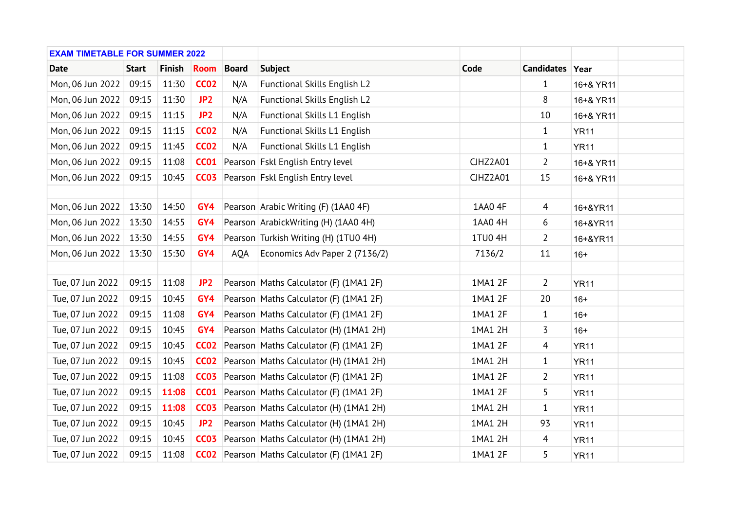| EXAM TIMETABLE FOR SUMMER 2022 | | | | | | | | | |
|---|---|---|---|---|---|---|---|---|---|
| **Date** | **Start** | **Finish** | **Room** | **Board** | **Subject** | **Code** | **Candidates** | **Year** | |
| Mon, 06 Jun 2022 | 09:15 | 11:30 | CC02 | N/A | Functional Skills English L2 | | 1 | 16+& YR11 | |
| Mon, 06 Jun 2022 | 09:15 | 11:30 | JP2 | N/A | Functional Skills English L2 | | 8 | 16+& YR11 | |
| Mon, 06 Jun 2022 | 09:15 | 11:15 | JP2 | N/A | Functional Skills L1 English | | 10 | 16+& YR11 | |
| Mon, 06 Jun 2022 | 09:15 | 11:15 | CC02 | N/A | Functional Skills L1 English | | 1 | YR11 | |
| Mon, 06 Jun 2022 | 09:15 | 11:45 | CC02 | N/A | Functional Skills L1 English | | 1 | YR11 | |
| Mon, 06 Jun 2022 | 09:15 | 11:08 | CC01 | Pearson | Fskl English Entry level | CJHZ2A01 | 2 | 16+& YR11 | |
| Mon, 06 Jun 2022 | 09:15 | 10:45 | CC03 | Pearson | Fskl English Entry level | CJHZ2A01 | 15 | 16+& YR11 | |
| | | | | | | | | | |
| Mon, 06 Jun 2022 | 13:30 | 14:50 | GY4 | Pearson | Arabic Writing (F) (1AA0 4F) | 1AA0 4F | 4 | 16+&YR11 | |
| Mon, 06 Jun 2022 | 13:30 | 14:55 | GY4 | Pearson | ArabickWriting (H) (1AA0 4H) | 1AA0 4H | 6 | 16+&YR11 | |
| Mon, 06 Jun 2022 | 13:30 | 14:55 | GY4 | Pearson | Turkish Writing (H) (1TU0 4H) | 1TU0 4H | 2 | 16+&YR11 | |
| Mon, 06 Jun 2022 | 13:30 | 15:30 | GY4 | AQA | Economics Adv Paper 2 (7136/2) | 7136/2 | 11 | 16+ | |
| | | | | | | | | | |
| Tue, 07 Jun 2022 | 09:15 | 11:08 | JP2 | Pearson | Maths Calculator (F) (1MA1 2F) | 1MA1 2F | 2 | YR11 | |
| Tue, 07 Jun 2022 | 09:15 | 10:45 | GY4 | Pearson | Maths Calculator (F) (1MA1 2F) | 1MA1 2F | 20 | 16+ | |
| Tue, 07 Jun 2022 | 09:15 | 11:08 | GY4 | Pearson | Maths Calculator (F) (1MA1 2F) | 1MA1 2F | 1 | 16+ | |
| Tue, 07 Jun 2022 | 09:15 | 10:45 | GY4 | Pearson | Maths Calculator (H) (1MA1 2H) | 1MA1 2H | 3 | 16+ | |
| Tue, 07 Jun 2022 | 09:15 | 10:45 | CC02 | Pearson | Maths Calculator (F) (1MA1 2F) | 1MA1 2F | 4 | YR11 | |
| Tue, 07 Jun 2022 | 09:15 | 10:45 | CC02 | Pearson | Maths Calculator (H) (1MA1 2H) | 1MA1 2H | 1 | YR11 | |
| Tue, 07 Jun 2022 | 09:15 | 11:08 | CC03 | Pearson | Maths Calculator (F) (1MA1 2F) | 1MA1 2F | 2 | YR11 | |
| Tue, 07 Jun 2022 | 09:15 | 11:08 | CC01 | Pearson | Maths Calculator (F) (1MA1 2F) | 1MA1 2F | 5 | YR11 | |
| Tue, 07 Jun 2022 | 09:15 | 11:08 | CC03 | Pearson | Maths Calculator (H) (1MA1 2H) | 1MA1 2H | 1 | YR11 | |
| Tue, 07 Jun 2022 | 09:15 | 10:45 | JP2 | Pearson | Maths Calculator (H) (1MA1 2H) | 1MA1 2H | 93 | YR11 | |
| Tue, 07 Jun 2022 | 09:15 | 10:45 | CC03 | Pearson | Maths Calculator (H) (1MA1 2H) | 1MA1 2H | 4 | YR11 | |
| Tue, 07 Jun 2022 | 09:15 | 11:08 | CC02 | Pearson | Maths Calculator (F) (1MA1 2F) | 1MA1 2F | 5 | YR11 | |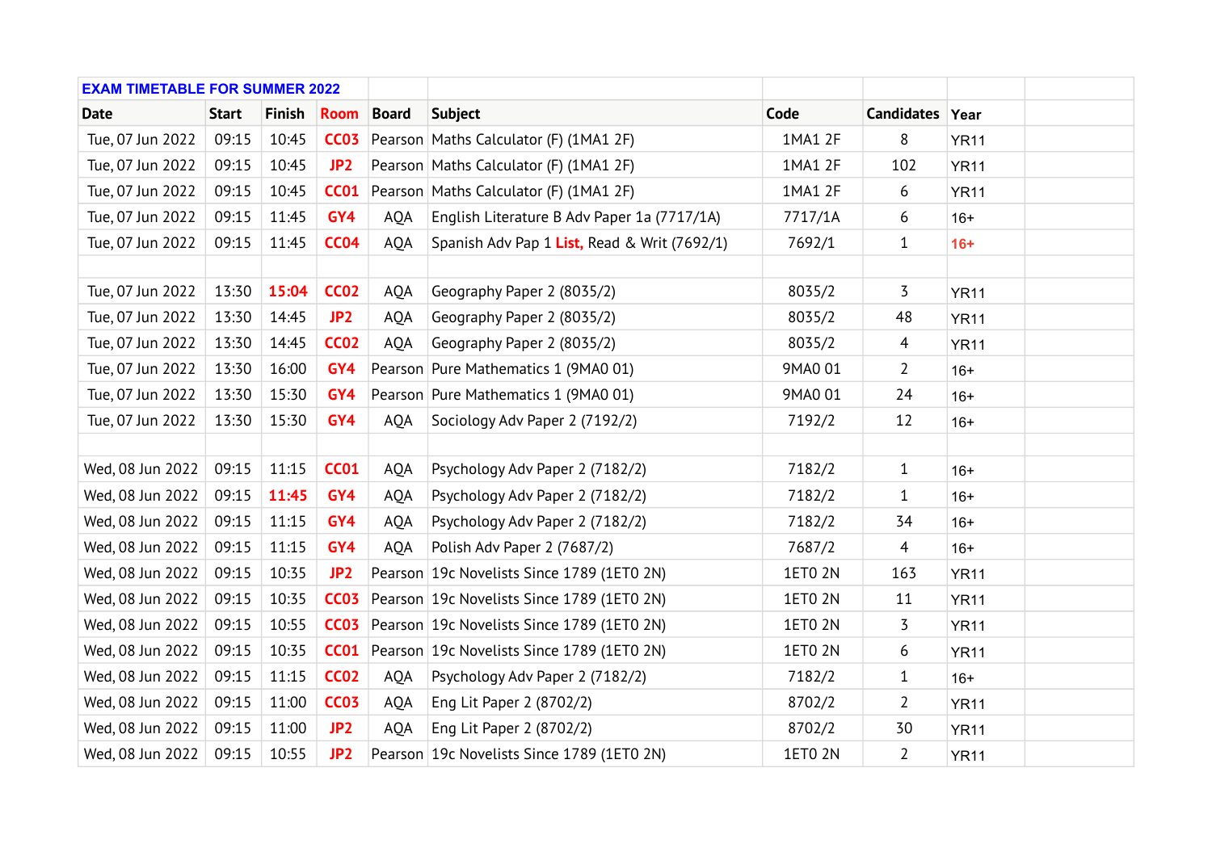| EXAM TIMETABLE FOR SUMMER 2022 | | | | | | | | | |
|---|---|---|---|---|---|---|---|---|---|
| Date | Start | Finish | Room | Board | Subject | Code | Candidates | Year | |
| Tue, 07 Jun 2022 | 09:15 | 10:45 | CC03 | Pearson | Maths Calculator (F) (1MA1 2F) | 1MA1 2F | 8 | YR11 | |
| Tue, 07 Jun 2022 | 09:15 | 10:45 | JP2 | Pearson | Maths Calculator (F) (1MA1 2F) | 1MA1 2F | 102 | YR11 | |
| Tue, 07 Jun 2022 | 09:15 | 10:45 | CC01 | Pearson | Maths Calculator (F) (1MA1 2F) | 1MA1 2F | 6 | YR11 | |
| Tue, 07 Jun 2022 | 09:15 | 11:45 | GY4 | AQA | English Literature B Adv Paper 1a (7717/1A) | 7717/1A | 6 | 16+ | |
| Tue, 07 Jun 2022 | 09:15 | 11:45 | CC04 | AQA | Spanish Adv Pap 1 **List,** Read & Writ (7692/1) | 7692/1 | 1 | 16+ | |
| | | | | | | | | | |
| Tue, 07 Jun 2022 | 13:30 | 15:04 | CC02 | AQA | Geography Paper 2 (8035/2) | 8035/2 | 3 | YR11 | |
| Tue, 07 Jun 2022 | 13:30 | 14:45 | JP2 | AQA | Geography Paper 2 (8035/2) | 8035/2 | 48 | YR11 | |
| Tue, 07 Jun 2022 | 13:30 | 14:45 | CC02 | AQA | Geography Paper 2 (8035/2) | 8035/2 | 4 | YR11 | |
| Tue, 07 Jun 2022 | 13:30 | 16:00 | GY4 | Pearson | Pure Mathematics 1 (9MA0 01) | 9MA0 01 | 2 | 16+ | |
| Tue, 07 Jun 2022 | 13:30 | 15:30 | GY4 | Pearson | Pure Mathematics 1 (9MA0 01) | 9MA0 01 | 24 | 16+ | |
| Tue, 07 Jun 2022 | 13:30 | 15:30 | GY4 | AQA | Sociology Adv Paper 2 (7192/2) | 7192/2 | 12 | 16+ | |
| | | | | | | | | | |
| Wed, 08 Jun 2022 | 09:15 | 11:15 | CC01 | AQA | Psychology Adv Paper 2 (7182/2) | 7182/2 | 1 | 16+ | |
| Wed, 08 Jun 2022 | 09:15 | 11:45 | GY4 | AQA | Psychology Adv Paper 2 (7182/2) | 7182/2 | 1 | 16+ | |
| Wed, 08 Jun 2022 | 09:15 | 11:15 | GY4 | AQA | Psychology Adv Paper 2 (7182/2) | 7182/2 | 34 | 16+ | |
| Wed, 08 Jun 2022 | 09:15 | 11:15 | GY4 | AQA | Polish Adv Paper 2 (7687/2) | 7687/2 | 4 | 16+ | |
| Wed, 08 Jun 2022 | 09:15 | 10:35 | JP2 | Pearson | 19c Novelists Since 1789 (1ET0 2N) | 1ET0 2N | 163 | YR11 | |
| Wed, 08 Jun 2022 | 09:15 | 10:35 | CC03 | Pearson | 19c Novelists Since 1789 (1ET0 2N) | 1ET0 2N | 11 | YR11 | |
| Wed, 08 Jun 2022 | 09:15 | 10:55 | CC03 | Pearson | 19c Novelists Since 1789 (1ET0 2N) | 1ET0 2N | 3 | YR11 | |
| Wed, 08 Jun 2022 | 09:15 | 10:35 | CC01 | Pearson | 19c Novelists Since 1789 (1ET0 2N) | 1ET0 2N | 6 | YR11 | |
| Wed, 08 Jun 2022 | 09:15 | 11:15 | CC02 | AQA | Psychology Adv Paper 2 (7182/2) | 7182/2 | 1 | 16+ | |
| Wed, 08 Jun 2022 | 09:15 | 11:00 | CC03 | AQA | Eng Lit Paper 2 (8702/2) | 8702/2 | 2 | YR11 | |
| Wed, 08 Jun 2022 | 09:15 | 11:00 | JP2 | AQA | Eng Lit Paper 2 (8702/2) | 8702/2 | 30 | YR11 | |
| Wed, 08 Jun 2022 | 09:15 | 10:55 | JP2 | Pearson | 19c Novelists Since 1789 (1ET0 2N) | 1ET0 2N | 2 | YR11 | |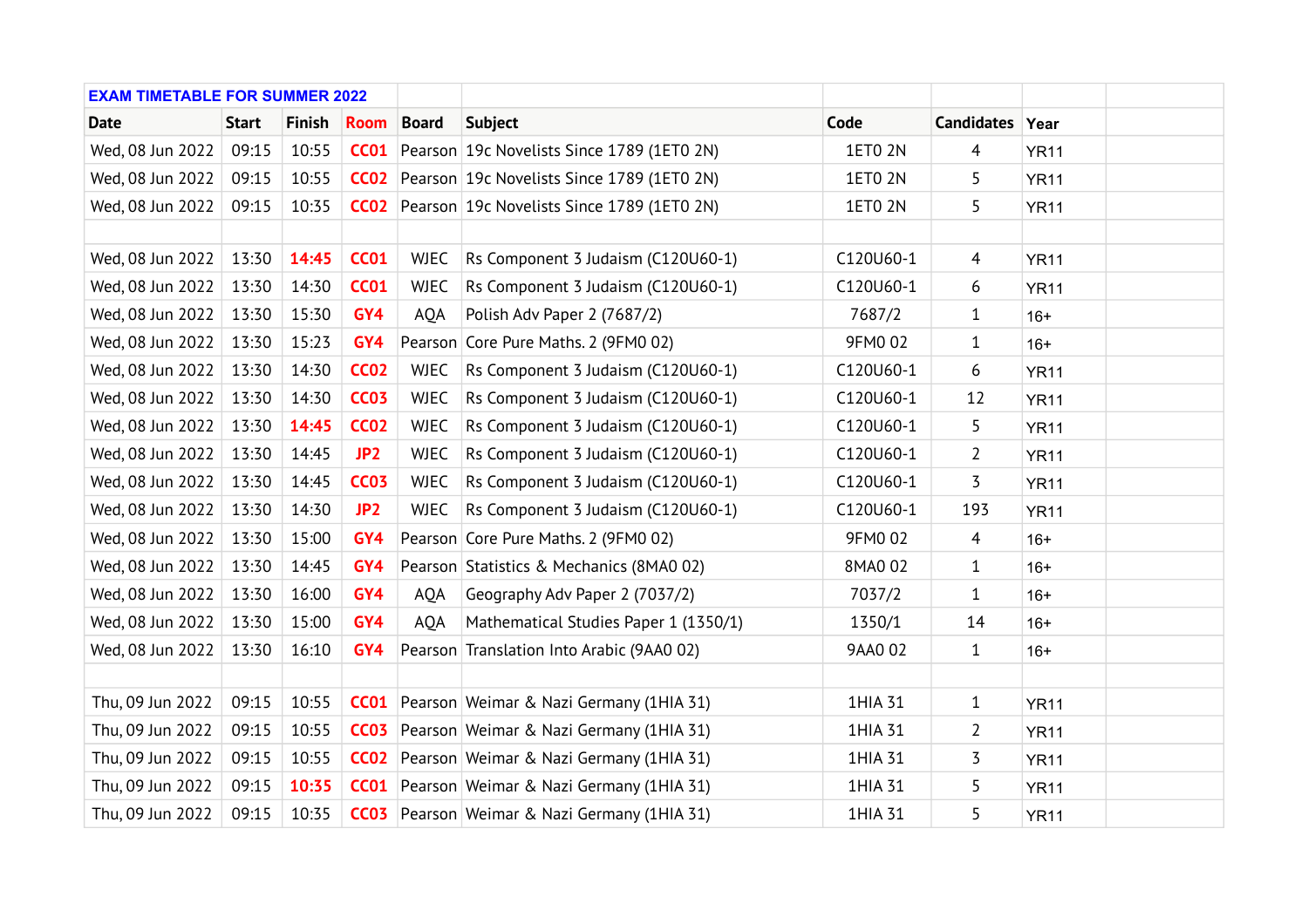| EXAM TIMETABLE FOR SUMMER 2022 | | | | | | | | | |
|---|---|---|---|---|---|---|---|---|---|
| **Date** | **Start** | **Finish** | **Room** | **Board** | **Subject** | **Code** | **Candidates** | **Year** | |
| Wed, 08 Jun 2022 | 09:15 | 10:55 | CC01 | Pearson | 19c Novelists Since 1789 (1ET0 2N) | 1ET0 2N | 4 | YR11 | |
| Wed, 08 Jun 2022 | 09:15 | 10:55 | CC02 | Pearson | 19c Novelists Since 1789 (1ET0 2N) | 1ET0 2N | 5 | YR11 | |
| Wed, 08 Jun 2022 | 09:15 | 10:35 | CC02 | Pearson | 19c Novelists Since 1789 (1ET0 2N) | 1ET0 2N | 5 | YR11 | |
| | | | | | | | | | |
| Wed, 08 Jun 2022 | 13:30 | 14:45 | CC01 | WJEC | Rs Component 3 Judaism (C120U60-1) | C120U60-1 | 4 | YR11 | |
| Wed, 08 Jun 2022 | 13:30 | 14:30 | CC01 | WJEC | Rs Component 3 Judaism (C120U60-1) | C120U60-1 | 6 | YR11 | |
| Wed, 08 Jun 2022 | 13:30 | 15:30 | GY4 | AQA | Polish Adv Paper 2 (7687/2) | 7687/2 | 1 | 16+ | |
| Wed, 08 Jun 2022 | 13:30 | 15:23 | GY4 | Pearson | Core Pure Maths. 2 (9FM0 02) | 9FM0 02 | 1 | 16+ | |
| Wed, 08 Jun 2022 | 13:30 | 14:30 | CC02 | WJEC | Rs Component 3 Judaism (C120U60-1) | C120U60-1 | 6 | YR11 | |
| Wed, 08 Jun 2022 | 13:30 | 14:30 | CC03 | WJEC | Rs Component 3 Judaism (C120U60-1) | C120U60-1 | 12 | YR11 | |
| Wed, 08 Jun 2022 | 13:30 | 14:45 | CC02 | WJEC | Rs Component 3 Judaism (C120U60-1) | C120U60-1 | 5 | YR11 | |
| Wed, 08 Jun 2022 | 13:30 | 14:45 | JP2 | WJEC | Rs Component 3 Judaism (C120U60-1) | C120U60-1 | 2 | YR11 | |
| Wed, 08 Jun 2022 | 13:30 | 14:45 | CC03 | WJEC | Rs Component 3 Judaism (C120U60-1) | C120U60-1 | 3 | YR11 | |
| Wed, 08 Jun 2022 | 13:30 | 14:30 | JP2 | WJEC | Rs Component 3 Judaism (C120U60-1) | C120U60-1 | 193 | YR11 | |
| Wed, 08 Jun 2022 | 13:30 | 15:00 | GY4 | Pearson | Core Pure Maths. 2 (9FM0 02) | 9FM0 02 | 4 | 16+ | |
| Wed, 08 Jun 2022 | 13:30 | 14:45 | GY4 | Pearson | Statistics & Mechanics (8MA0 02) | 8MA0 02 | 1 | 16+ | |
| Wed, 08 Jun 2022 | 13:30 | 16:00 | GY4 | AQA | Geography Adv Paper 2 (7037/2) | 7037/2 | 1 | 16+ | |
| Wed, 08 Jun 2022 | 13:30 | 15:00 | GY4 | AQA | Mathematical Studies Paper 1 (1350/1) | 1350/1 | 14 | 16+ | |
| Wed, 08 Jun 2022 | 13:30 | 16:10 | GY4 | Pearson | Translation Into Arabic (9AA0 02) | 9AA0 02 | 1 | 16+ | |
| | | | | | | | | | |
| Thu, 09 Jun 2022 | 09:15 | 10:55 | CC01 | Pearson | Weimar & Nazi Germany (1HIA 31) | 1HIA 31 | 1 | YR11 | |
| Thu, 09 Jun 2022 | 09:15 | 10:55 | CC03 | Pearson | Weimar & Nazi Germany (1HIA 31) | 1HIA 31 | 2 | YR11 | |
| Thu, 09 Jun 2022 | 09:15 | 10:55 | CC02 | Pearson | Weimar & Nazi Germany (1HIA 31) | 1HIA 31 | 3 | YR11 | |
| Thu, 09 Jun 2022 | 09:15 | 10:35 | CC01 | Pearson | Weimar & Nazi Germany (1HIA 31) | 1HIA 31 | 5 | YR11 | |
| Thu, 09 Jun 2022 | 09:15 | 10:35 | CC03 | Pearson | Weimar & Nazi Germany (1HIA 31) | 1HIA 31 | 5 | YR11 | |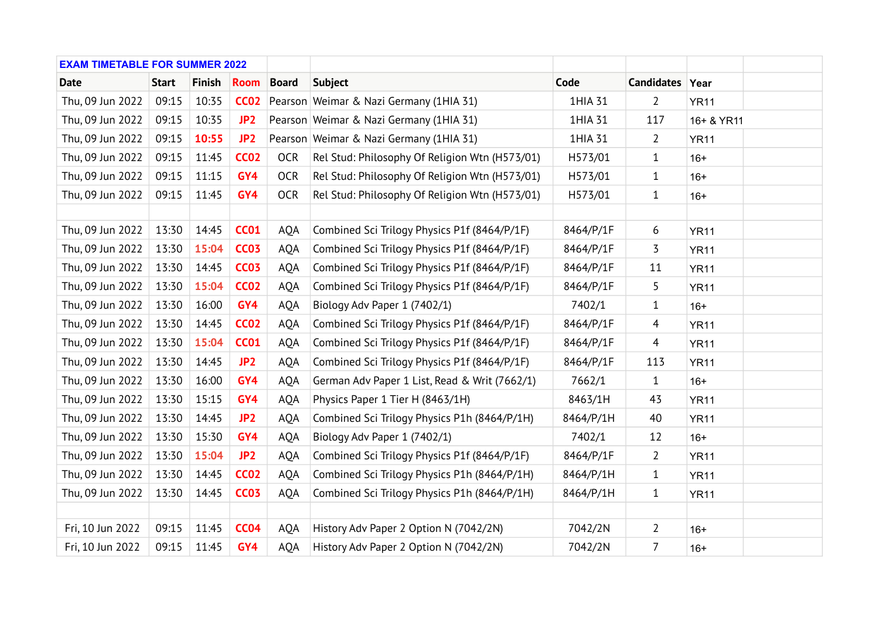| EXAM TIMETABLE FOR SUMMER 2022 | | | | | | | | | |
|---|---|---|---|---|---|---|---|---|---|
| **Date** | **Start** | **Finish** | **Room** | **Board** | **Subject** | **Code** | **Candidates** | **Year** | |
| Thu, 09 Jun 2022 | 09:15 | 10:35 | CC02 | Pearson | Weimar & Nazi Germany (1HIA 31) | 1HIA 31 | 2 | YR11 | |
| Thu, 09 Jun 2022 | 09:15 | 10:35 | JP2 | Pearson | Weimar & Nazi Germany (1HIA 31) | 1HIA 31 | 117 | 16+ & YR11 | |
| Thu, 09 Jun 2022 | 09:15 | 10:55 | JP2 | Pearson | Weimar & Nazi Germany (1HIA 31) | 1HIA 31 | 2 | YR11 | |
| Thu, 09 Jun 2022 | 09:15 | 11:45 | CC02 | OCR | Rel Stud: Philosophy Of Religion Wtn (H573/01) | H573/01 | 1 | 16+ | |
| Thu, 09 Jun 2022 | 09:15 | 11:15 | GY4 | OCR | Rel Stud: Philosophy Of Religion Wtn (H573/01) | H573/01 | 1 | 16+ | |
| Thu, 09 Jun 2022 | 09:15 | 11:45 | GY4 | OCR | Rel Stud: Philosophy Of Religion Wtn (H573/01) | H573/01 | 1 | 16+ | |
| | | | | | | | | | |
| Thu, 09 Jun 2022 | 13:30 | 14:45 | CC01 | AQA | Combined Sci Trilogy Physics P1f (8464/P/1F) | 8464/P/1F | 6 | YR11 | |
| Thu, 09 Jun 2022 | 13:30 | 15:04 | CC03 | AQA | Combined Sci Trilogy Physics P1f (8464/P/1F) | 8464/P/1F | 3 | YR11 | |
| Thu, 09 Jun 2022 | 13:30 | 14:45 | CC03 | AQA | Combined Sci Trilogy Physics P1f (8464/P/1F) | 8464/P/1F | 11 | YR11 | |
| Thu, 09 Jun 2022 | 13:30 | 15:04 | CC02 | AQA | Combined Sci Trilogy Physics P1f (8464/P/1F) | 8464/P/1F | 5 | YR11 | |
| Thu, 09 Jun 2022 | 13:30 | 16:00 | GY4 | AQA | Biology Adv Paper 1 (7402/1) | 7402/1 | 1 | 16+ | |
| Thu, 09 Jun 2022 | 13:30 | 14:45 | CC02 | AQA | Combined Sci Trilogy Physics P1f (8464/P/1F) | 8464/P/1F | 4 | YR11 | |
| Thu, 09 Jun 2022 | 13:30 | 15:04 | CC01 | AQA | Combined Sci Trilogy Physics P1f (8464/P/1F) | 8464/P/1F | 4 | YR11 | |
| Thu, 09 Jun 2022 | 13:30 | 14:45 | JP2 | AQA | Combined Sci Trilogy Physics P1f (8464/P/1F) | 8464/P/1F | 113 | YR11 | |
| Thu, 09 Jun 2022 | 13:30 | 16:00 | GY4 | AQA | German Adv Paper 1 List, Read & Writ (7662/1) | 7662/1 | 1 | 16+ | |
| Thu, 09 Jun 2022 | 13:30 | 15:15 | GY4 | AQA | Physics Paper 1 Tier H (8463/1H) | 8463/1H | 43 | YR11 | |
| Thu, 09 Jun 2022 | 13:30 | 14:45 | JP2 | AQA | Combined Sci Trilogy Physics P1h (8464/P/1H) | 8464/P/1H | 40 | YR11 | |
| Thu, 09 Jun 2022 | 13:30 | 15:30 | GY4 | AQA | Biology Adv Paper 1 (7402/1) | 7402/1 | 12 | 16+ | |
| Thu, 09 Jun 2022 | 13:30 | 15:04 | JP2 | AQA | Combined Sci Trilogy Physics P1f (8464/P/1F) | 8464/P/1F | 2 | YR11 | |
| Thu, 09 Jun 2022 | 13:30 | 14:45 | CC02 | AQA | Combined Sci Trilogy Physics P1h (8464/P/1H) | 8464/P/1H | 1 | YR11 | |
| Thu, 09 Jun 2022 | 13:30 | 14:45 | CC03 | AQA | Combined Sci Trilogy Physics P1h (8464/P/1H) | 8464/P/1H | 1 | YR11 | |
| | | | | | | | | | |
| Fri, 10 Jun 2022 | 09:15 | 11:45 | CC04 | AQA | History Adv Paper 2 Option N (7042/2N) | 7042/2N | 2 | 16+ | |
| Fri, 10 Jun 2022 | 09:15 | 11:45 | GY4 | AQA | History Adv Paper 2 Option N (7042/2N) | 7042/2N | 7 | 16+ | |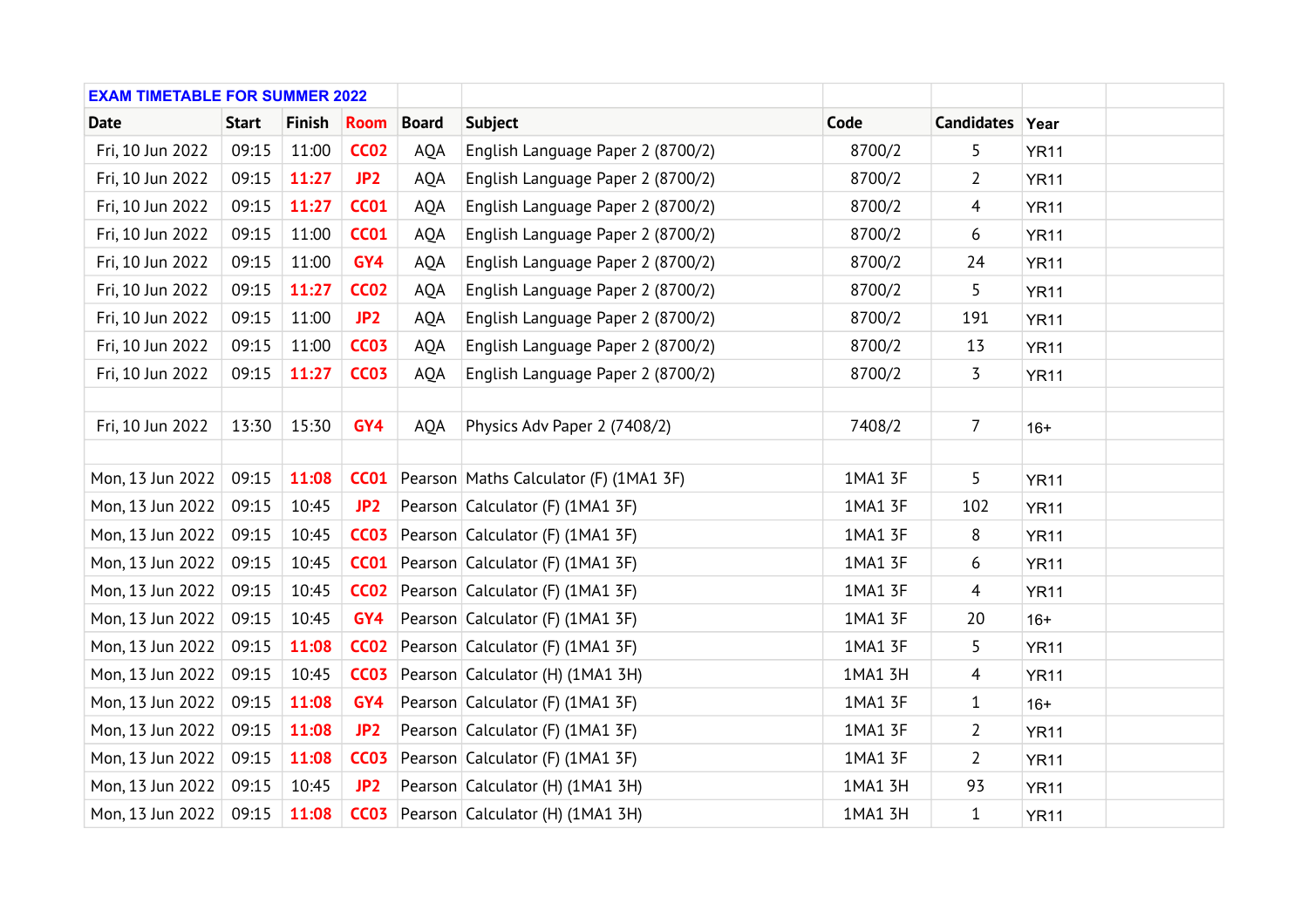| EXAM TIMETABLE FOR SUMMER 2022 | | | | | | | | | |
|---|---|---|---|---|---|---|---|---|---|
| **Date** | **Start** | **Finish** | **Room** | **Board** | **Subject** | **Code** | **Candidates** | **Year** | |
| Fri, 10 Jun 2022 | 09:15 | 11:00 | CC02 | AQA | English Language Paper 2 (8700/2) | 8700/2 | 5 | YR11 | |
| Fri, 10 Jun 2022 | 09:15 | 11:27 | JP2 | AQA | English Language Paper 2 (8700/2) | 8700/2 | 2 | YR11 | |
| Fri, 10 Jun 2022 | 09:15 | 11:27 | CC01 | AQA | English Language Paper 2 (8700/2) | 8700/2 | 4 | YR11 | |
| Fri, 10 Jun 2022 | 09:15 | 11:00 | CC01 | AQA | English Language Paper 2 (8700/2) | 8700/2 | 6 | YR11 | |
| Fri, 10 Jun 2022 | 09:15 | 11:00 | GY4 | AQA | English Language Paper 2 (8700/2) | 8700/2 | 24 | YR11 | |
| Fri, 10 Jun 2022 | 09:15 | 11:27 | CC02 | AQA | English Language Paper 2 (8700/2) | 8700/2 | 5 | YR11 | |
| Fri, 10 Jun 2022 | 09:15 | 11:00 | JP2 | AQA | English Language Paper 2 (8700/2) | 8700/2 | 191 | YR11 | |
| Fri, 10 Jun 2022 | 09:15 | 11:00 | CC03 | AQA | English Language Paper 2 (8700/2) | 8700/2 | 13 | YR11 | |
| Fri, 10 Jun 2022 | 09:15 | 11:27 | CC03 | AQA | English Language Paper 2 (8700/2) | 8700/2 | 3 | YR11 | |
| | | | | | | | | | |
| Fri, 10 Jun 2022 | 13:30 | 15:30 | GY4 | AQA | Physics Adv Paper 2 (7408/2) | 7408/2 | 7 | 16+ | |
| | | | | | | | | | |
| Mon, 13 Jun 2022 | 09:15 | 11:08 | CC01 | Pearson | Maths Calculator (F) (1MA1 3F) | 1MA1 3F | 5 | YR11 | |
| Mon, 13 Jun 2022 | 09:15 | 10:45 | JP2 | Pearson | Calculator (F) (1MA1 3F) | 1MA1 3F | 102 | YR11 | |
| Mon, 13 Jun 2022 | 09:15 | 10:45 | CC03 | Pearson | Calculator (F) (1MA1 3F) | 1MA1 3F | 8 | YR11 | |
| Mon, 13 Jun 2022 | 09:15 | 10:45 | CC01 | Pearson | Calculator (F) (1MA1 3F) | 1MA1 3F | 6 | YR11 | |
| Mon, 13 Jun 2022 | 09:15 | 10:45 | CC02 | Pearson | Calculator (F) (1MA1 3F) | 1MA1 3F | 4 | YR11 | |
| Mon, 13 Jun 2022 | 09:15 | 10:45 | GY4 | Pearson | Calculator (F) (1MA1 3F) | 1MA1 3F | 20 | 16+ | |
| Mon, 13 Jun 2022 | 09:15 | 11:08 | CC02 | Pearson | Calculator (F) (1MA1 3F) | 1MA1 3F | 5 | YR11 | |
| Mon, 13 Jun 2022 | 09:15 | 10:45 | CC03 | Pearson | Calculator (H) (1MA1 3H) | 1MA1 3H | 4 | YR11 | |
| Mon, 13 Jun 2022 | 09:15 | 11:08 | GY4 | Pearson | Calculator (F) (1MA1 3F) | 1MA1 3F | 1 | 16+ | |
| Mon, 13 Jun 2022 | 09:15 | 11:08 | JP2 | Pearson | Calculator (F) (1MA1 3F) | 1MA1 3F | 2 | YR11 | |
| Mon, 13 Jun 2022 | 09:15 | 11:08 | CC03 | Pearson | Calculator (F) (1MA1 3F) | 1MA1 3F | 2 | YR11 | |
| Mon, 13 Jun 2022 | 09:15 | 10:45 | JP2 | Pearson | Calculator (H) (1MA1 3H) | 1MA1 3H | 93 | YR11 | |
| Mon, 13 Jun 2022 | 09:15 | 11:08 | CC03 | Pearson | Calculator (H) (1MA1 3H) | 1MA1 3H | 1 | YR11 | |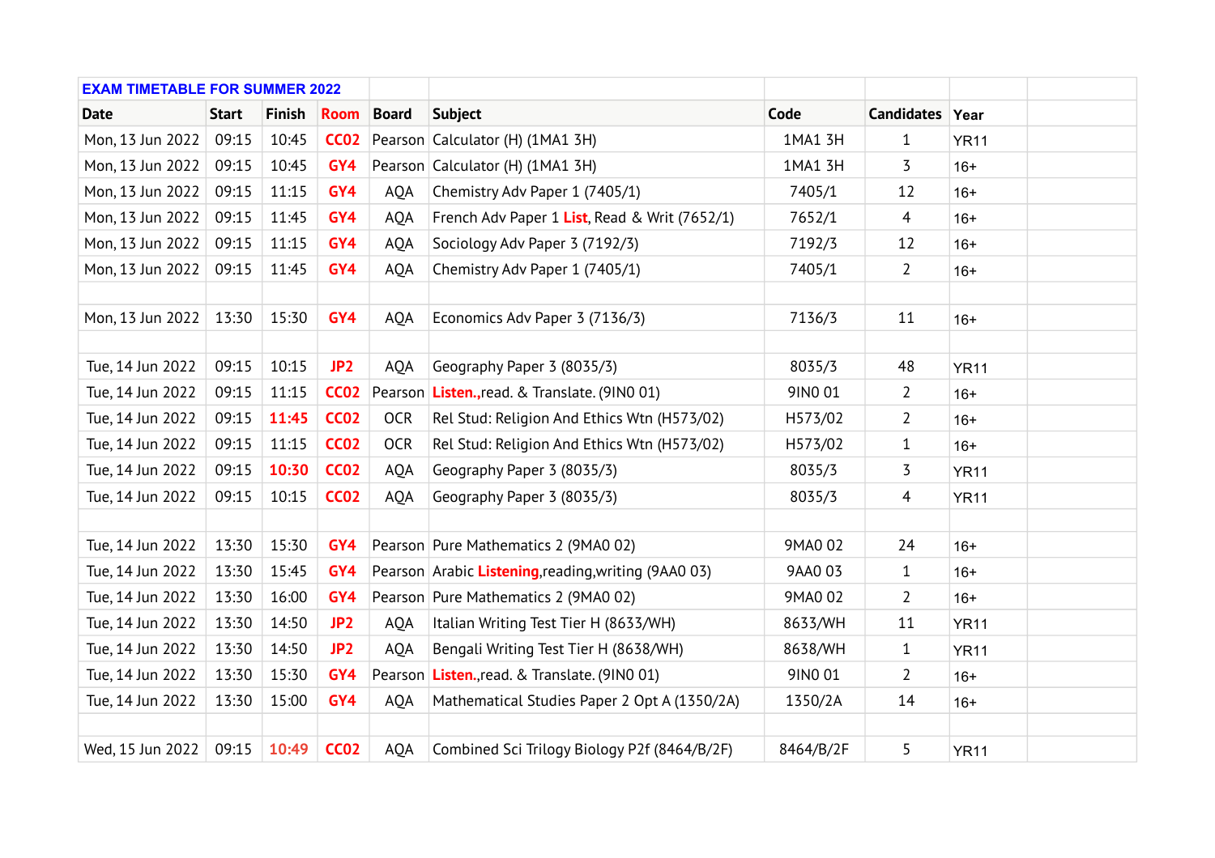| EXAM TIMETABLE FOR SUMMER 2022 | | | | | | | | | |
|---|---|---|---|---|---|---|---|---|---|
| **Date** | **Start** | **Finish** | **Room** | **Board** | **Subject** | **Code** | **Candidates** | **Year** | |
| Mon, 13 Jun 2022 | 09:15 | 10:45 | **CC02** | Pearson | Calculator (H) (1MA1 3H) | 1MA1 3H | 1 | YR11 | |
| Mon, 13 Jun 2022 | 09:15 | 10:45 | **GY4** | Pearson | Calculator (H) (1MA1 3H) | 1MA1 3H | 3 | 16+ | |
| Mon, 13 Jun 2022 | 09:15 | 11:15 | **GY4** | AQA | Chemistry Adv Paper 1 (7405/1) | 7405/1 | 12 | 16+ | |
| Mon, 13 Jun 2022 | 09:15 | 11:45 | **GY4** | AQA | French Adv Paper 1 **List**, Read & Writ (7652/1) | 7652/1 | 4 | 16+ | |
| Mon, 13 Jun 2022 | 09:15 | 11:15 | **GY4** | AQA | Sociology Adv Paper 3 (7192/3) | 7192/3 | 12 | 16+ | |
| Mon, 13 Jun 2022 | 09:15 | 11:45 | **GY4** | AQA | Chemistry Adv Paper 1 (7405/1) | 7405/1 | 2 | 16+ | |
| | | | | | | | | | |
| Mon, 13 Jun 2022 | 13:30 | 15:30 | **GY4** | AQA | Economics Adv Paper 3 (7136/3) | 7136/3 | 11 | 16+ | |
| | | | | | | | | | |
| Tue, 14 Jun 2022 | 09:15 | 10:15 | **JP2** | AQA | Geography Paper 3 (8035/3) | 8035/3 | 48 | YR11 | |
| Tue, 14 Jun 2022 | 09:15 | 11:15 | **CC02** | Pearson | **Listen.,**read. & Translate. (9IN0 01) | 9IN0 01 | 2 | 16+ | |
| Tue, 14 Jun 2022 | 09:15 | **11:45** | **CC02** | OCR | Rel Stud: Religion And Ethics Wtn (H573/02) | H573/02 | 2 | 16+ | |
| Tue, 14 Jun 2022 | 09:15 | 11:15 | **CC02** | OCR | Rel Stud: Religion And Ethics Wtn (H573/02) | H573/02 | 1 | 16+ | |
| Tue, 14 Jun 2022 | 09:15 | **10:30** | **CC02** | AQA | Geography Paper 3 (8035/3) | 8035/3 | 3 | YR11 | |
| Tue, 14 Jun 2022 | 09:15 | 10:15 | **CC02** | AQA | Geography Paper 3 (8035/3) | 8035/3 | 4 | YR11 | |
| | | | | | | | | | |
| Tue, 14 Jun 2022 | 13:30 | 15:30 | **GY4** | Pearson | Pure Mathematics 2 (9MA0 02) | 9MA0 02 | 24 | 16+ | |
| Tue, 14 Jun 2022 | 13:30 | 15:45 | **GY4** | Pearson | Arabic **Listening**,reading,writing (9AA0 03) | 9AA0 03 | 1 | 16+ | |
| Tue, 14 Jun 2022 | 13:30 | 16:00 | **GY4** | Pearson | Pure Mathematics 2 (9MA0 02) | 9MA0 02 | 2 | 16+ | |
| Tue, 14 Jun 2022 | 13:30 | 14:50 | **JP2** | AQA | Italian Writing Test Tier H (8633/WH) | 8633/WH | 11 | YR11 | |
| Tue, 14 Jun 2022 | 13:30 | 14:50 | **JP2** | AQA | Bengali Writing Test Tier H (8638/WH) | 8638/WH | 1 | YR11 | |
| Tue, 14 Jun 2022 | 13:30 | 15:30 | **GY4** | Pearson | **Listen.,**read. & Translate. (9IN0 01) | 9IN0 01 | 2 | 16+ | |
| Tue, 14 Jun 2022 | 13:30 | 15:00 | **GY4** | AQA | Mathematical Studies Paper 2 Opt A (1350/2A) | 1350/2A | 14 | 16+ | |
| | | | | | | | | | |
| Wed, 15 Jun 2022 | 09:15 | **10:49** | **CC02** | AQA | Combined Sci Trilogy Biology P2f (8464/B/2F) | 8464/B/2F | 5 | YR11 | |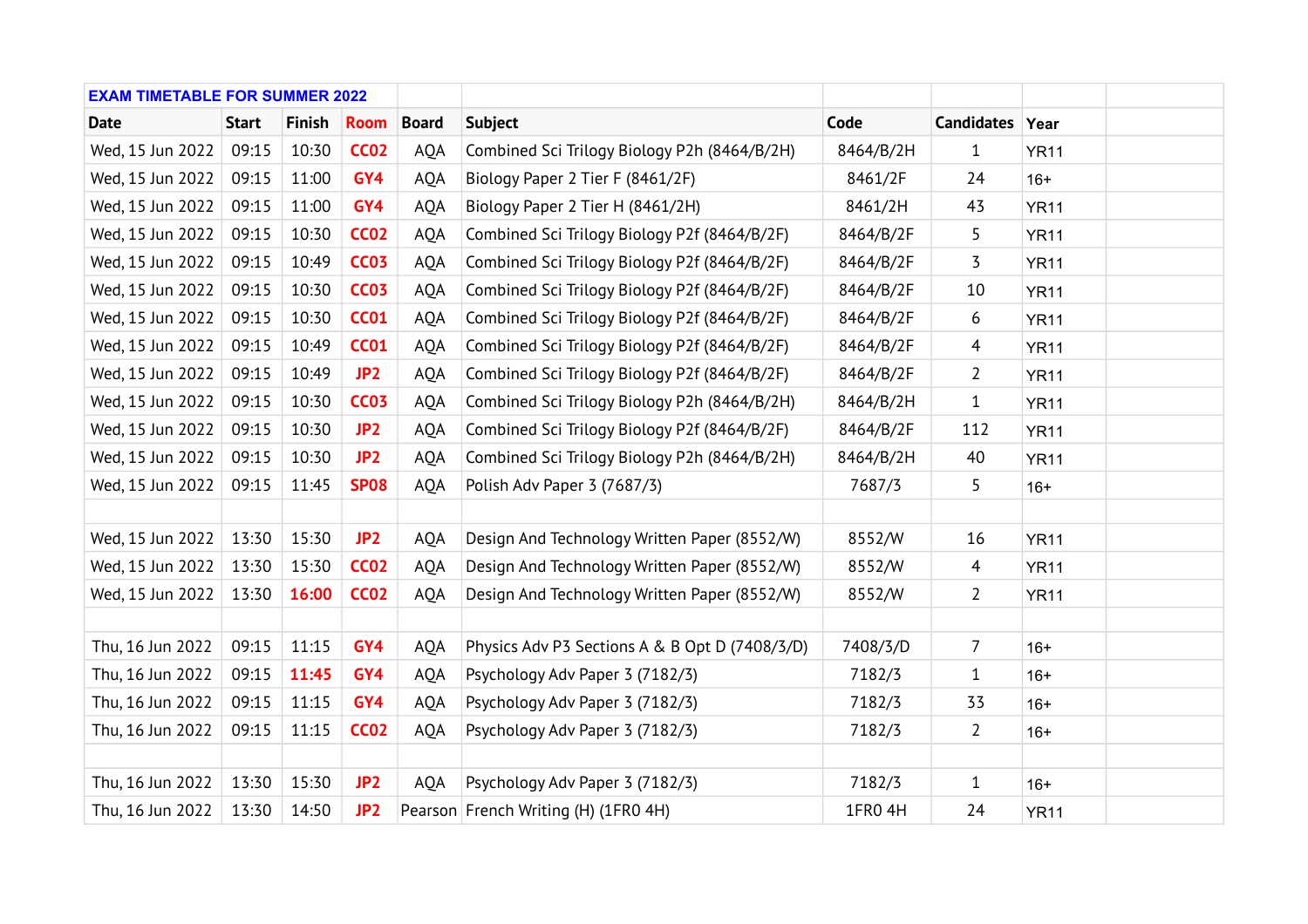| EXAM TIMETABLE FOR SUMMER 2022 | | | | | | | | | |
|---|---|---|---|---|---|---|---|---|---|
| **Date** | **Start** | **Finish** | **Room** | **Board** | **Subject** | **Code** | **Candidates** | **Year** | |
| Wed, 15 Jun 2022 | 09:15 | 10:30 | **CC02** | AQA | Combined Sci Trilogy Biology P2h (8464/B/2H) | 8464/B/2H | 1 | YR11 | |
| Wed, 15 Jun 2022 | 09:15 | 11:00 | **GY4** | AQA | Biology Paper 2 Tier F (8461/2F) | 8461/2F | 24 | 16+ | |
| Wed, 15 Jun 2022 | 09:15 | 11:00 | **GY4** | AQA | Biology Paper 2 Tier H (8461/2H) | 8461/2H | 43 | YR11 | |
| Wed, 15 Jun 2022 | 09:15 | 10:30 | **CC02** | AQA | Combined Sci Trilogy Biology P2f (8464/B/2F) | 8464/B/2F | 5 | YR11 | |
| Wed, 15 Jun 2022 | 09:15 | 10:49 | **CC03** | AQA | Combined Sci Trilogy Biology P2f (8464/B/2F) | 8464/B/2F | 3 | YR11 | |
| Wed, 15 Jun 2022 | 09:15 | 10:30 | **CC03** | AQA | Combined Sci Trilogy Biology P2f (8464/B/2F) | 8464/B/2F | 10 | YR11 | |
| Wed, 15 Jun 2022 | 09:15 | 10:30 | **CC01** | AQA | Combined Sci Trilogy Biology P2f (8464/B/2F) | 8464/B/2F | 6 | YR11 | |
| Wed, 15 Jun 2022 | 09:15 | 10:49 | **CC01** | AQA | Combined Sci Trilogy Biology P2f (8464/B/2F) | 8464/B/2F | 4 | YR11 | |
| Wed, 15 Jun 2022 | 09:15 | 10:49 | **JP2** | AQA | Combined Sci Trilogy Biology P2f (8464/B/2F) | 8464/B/2F | 2 | YR11 | |
| Wed, 15 Jun 2022 | 09:15 | 10:30 | **CC03** | AQA | Combined Sci Trilogy Biology P2h (8464/B/2H) | 8464/B/2H | 1 | YR11 | |
| Wed, 15 Jun 2022 | 09:15 | 10:30 | **JP2** | AQA | Combined Sci Trilogy Biology P2f (8464/B/2F) | 8464/B/2F | 112 | YR11 | |
| Wed, 15 Jun 2022 | 09:15 | 10:30 | **JP2** | AQA | Combined Sci Trilogy Biology P2h (8464/B/2H) | 8464/B/2H | 40 | YR11 | |
| Wed, 15 Jun 2022 | 09:15 | 11:45 | **SP08** | AQA | Polish Adv Paper 3 (7687/3) | 7687/3 | 5 | 16+ | |
| | | | | | | | | | |
| Wed, 15 Jun 2022 | 13:30 | 15:30 | **JP2** | AQA | Design And Technology Written Paper (8552/W) | 8552/W | 16 | YR11 | |
| Wed, 15 Jun 2022 | 13:30 | 15:30 | **CC02** | AQA | Design And Technology Written Paper (8552/W) | 8552/W | 4 | YR11 | |
| Wed, 15 Jun 2022 | 13:30 | **16:00** | **CC02** | AQA | Design And Technology Written Paper (8552/W) | 8552/W | 2 | YR11 | |
| | | | | | | | | | |
| Thu, 16 Jun 2022 | 09:15 | 11:15 | **GY4** | AQA | Physics Adv P3 Sections A & B Opt D (7408/3/D) | 7408/3/D | 7 | 16+ | |
| Thu, 16 Jun 2022 | 09:15 | **11:45** | **GY4** | AQA | Psychology Adv Paper 3 (7182/3) | 7182/3 | 1 | 16+ | |
| Thu, 16 Jun 2022 | 09:15 | 11:15 | **GY4** | AQA | Psychology Adv Paper 3 (7182/3) | 7182/3 | 33 | 16+ | |
| Thu, 16 Jun 2022 | 09:15 | 11:15 | **CC02** | AQA | Psychology Adv Paper 3 (7182/3) | 7182/3 | 2 | 16+ | |
| | | | | | | | | | |
| Thu, 16 Jun 2022 | 13:30 | 15:30 | **JP2** | AQA | Psychology Adv Paper 3 (7182/3) | 7182/3 | 1 | 16+ | |
| Thu, 16 Jun 2022 | 13:30 | 14:50 | **JP2** | Pearson | French Writing (H) (1FR0 4H) | 1FR0 4H | 24 | YR11 | |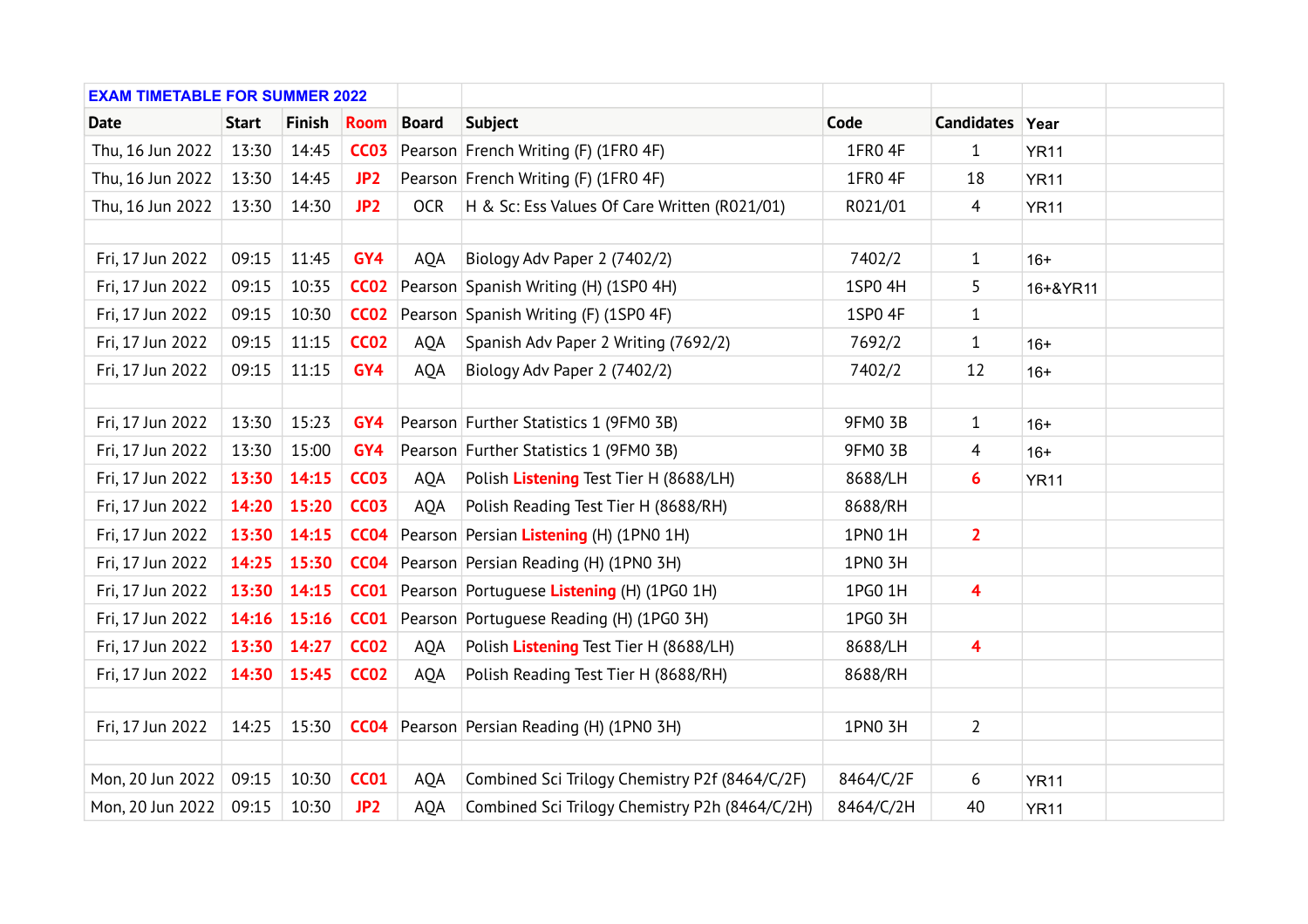| EXAM TIMETABLE FOR SUMMER 2022 | | | | | | | | | |
|---|---|---|---|---|---|---|---|---|---|
| **Date** | **Start** | **Finish** | **Room** | **Board** | **Subject** | **Code** | **Candidates** | **Year** | |
| Thu, 16 Jun 2022 | 13:30 | 14:45 | **CC03** | Pearson | French Writing (F) (1FR0 4F) | 1FR0 4F | 1 | YR11 | |
| Thu, 16 Jun 2022 | 13:30 | 14:45 | **JP2** | Pearson | French Writing (F) (1FR0 4F) | 1FR0 4F | 18 | YR11 | |
| Thu, 16 Jun 2022 | 13:30 | 14:30 | **JP2** | OCR | H & Sc: Ess Values Of Care Written (R021/01) | R021/01 | 4 | YR11 | |
| | | | | | | | | | |
| Fri, 17 Jun 2022 | 09:15 | 11:45 | **GY4** | AQA | Biology Adv Paper 2 (7402/2) | 7402/2 | 1 | 16+ | |
| Fri, 17 Jun 2022 | 09:15 | 10:35 | **CC02** | Pearson | Spanish Writing (H) (1SP0 4H) | 1SP0 4H | 5 | 16+&YR11 | |
| Fri, 17 Jun 2022 | 09:15 | 10:30 | **CC02** | Pearson | Spanish Writing (F) (1SP0 4F) | 1SP0 4F | 1 | | |
| Fri, 17 Jun 2022 | 09:15 | 11:15 | **CC02** | AQA | Spanish Adv Paper 2 Writing (7692/2) | 7692/2 | 1 | 16+ | |
| Fri, 17 Jun 2022 | 09:15 | 11:15 | **GY4** | AQA | Biology Adv Paper 2 (7402/2) | 7402/2 | 12 | 16+ | |
| | | | | | | | | | |
| Fri, 17 Jun 2022 | 13:30 | 15:23 | **GY4** | Pearson | Further Statistics 1 (9FM0 3B) | 9FM0 3B | 1 | 16+ | |
| Fri, 17 Jun 2022 | 13:30 | 15:00 | **GY4** | Pearson | Further Statistics 1 (9FM0 3B) | 9FM0 3B | 4 | 16+ | |
| Fri, 17 Jun 2022 | **13:30** | **14:15** | **CC03** | AQA | Polish **Listening** Test Tier H (8688/LH) | 8688/LH | **6** | YR11 | |
| Fri, 17 Jun 2022 | **14:20** | **15:20** | **CC03** | AQA | Polish Reading Test Tier H (8688/RH) | 8688/RH | | | |
| Fri, 17 Jun 2022 | **13:30** | **14:15** | **CC04** | Pearson | Persian **Listening** (H) (1PN0 1H) | 1PN0 1H | **2** | | |
| Fri, 17 Jun 2022 | **14:25** | **15:30** | **CC04** | Pearson | Persian Reading (H) (1PN0 3H) | 1PN0 3H | | | |
| Fri, 17 Jun 2022 | **13:30** | **14:15** | **CC01** | Pearson | Portuguese **Listening** (H) (1PG0 1H) | 1PG0 1H | **4** | | |
| Fri, 17 Jun 2022 | **14:16** | **15:16** | **CC01** | Pearson | Portuguese Reading (H) (1PG0 3H) | 1PG0 3H | | | |
| Fri, 17 Jun 2022 | **13:30** | **14:27** | **CC02** | AQA | Polish **Listening** Test Tier H (8688/LH) | 8688/LH | **4** | | |
| Fri, 17 Jun 2022 | **14:30** | **15:45** | **CC02** | AQA | Polish Reading Test Tier H (8688/RH) | 8688/RH | | | |
| | | | | | | | | | |
| Fri, 17 Jun 2022 | 14:25 | 15:30 | **CC04** | Pearson | Persian Reading (H) (1PN0 3H) | 1PN0 3H | 2 | | |
| | | | | | | | | | |
| Mon, 20 Jun 2022 | 09:15 | 10:30 | **CC01** | AQA | Combined Sci Trilogy Chemistry P2f (8464/C/2F) | 8464/C/2F | 6 | YR11 | |
| Mon, 20 Jun 2022 | 09:15 | 10:30 | **JP2** | AQA | Combined Sci Trilogy Chemistry P2h (8464/C/2H) | 8464/C/2H | 40 | YR11 | |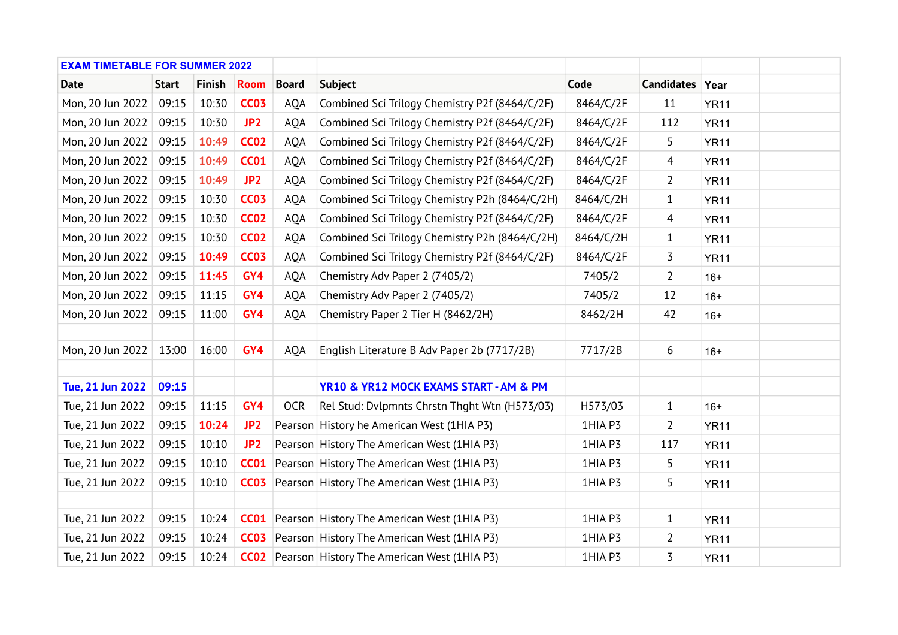| EXAM TIMETABLE FOR SUMMER 2022 | | | | | | | | | |
|---|---|---|---|---|---|---|---|---|---|
| **Date** | **Start** | **Finish** | **Room** | **Board** | **Subject** | **Code** | **Candidates** | **Year** | |
| Mon, 20 Jun 2022 | 09:15 | 10:30 | CC03 | AQA | Combined Sci Trilogy Chemistry P2f (8464/C/2F) | 8464/C/2F | 11 | YR11 | |
| Mon, 20 Jun 2022 | 09:15 | 10:30 | JP2 | AQA | Combined Sci Trilogy Chemistry P2f (8464/C/2F) | 8464/C/2F | 112 | YR11 | |
| Mon, 20 Jun 2022 | 09:15 | 10:49 | CC02 | AQA | Combined Sci Trilogy Chemistry P2f (8464/C/2F) | 8464/C/2F | 5 | YR11 | |
| Mon, 20 Jun 2022 | 09:15 | 10:49 | CC01 | AQA | Combined Sci Trilogy Chemistry P2f (8464/C/2F) | 8464/C/2F | 4 | YR11 | |
| Mon, 20 Jun 2022 | 09:15 | 10:49 | JP2 | AQA | Combined Sci Trilogy Chemistry P2f (8464/C/2F) | 8464/C/2F | 2 | YR11 | |
| Mon, 20 Jun 2022 | 09:15 | 10:30 | CC03 | AQA | Combined Sci Trilogy Chemistry P2h (8464/C/2H) | 8464/C/2H | 1 | YR11 | |
| Mon, 20 Jun 2022 | 09:15 | 10:30 | CC02 | AQA | Combined Sci Trilogy Chemistry P2f (8464/C/2F) | 8464/C/2F | 4 | YR11 | |
| Mon, 20 Jun 2022 | 09:15 | 10:30 | CC02 | AQA | Combined Sci Trilogy Chemistry P2h (8464/C/2H) | 8464/C/2H | 1 | YR11 | |
| Mon, 20 Jun 2022 | 09:15 | 10:49 | CC03 | AQA | Combined Sci Trilogy Chemistry P2f (8464/C/2F) | 8464/C/2F | 3 | YR11 | |
| Mon, 20 Jun 2022 | 09:15 | 11:45 | GY4 | AQA | Chemistry Adv Paper 2 (7405/2) | 7405/2 | 2 | 16+ | |
| Mon, 20 Jun 2022 | 09:15 | 11:15 | GY4 | AQA | Chemistry Adv Paper 2 (7405/2) | 7405/2 | 12 | 16+ | |
| Mon, 20 Jun 2022 | 09:15 | 11:00 | GY4 | AQA | Chemistry Paper 2 Tier H (8462/2H) | 8462/2H | 42 | 16+ | |
| | | | | | | | | | |
| Mon, 20 Jun 2022 | 13:00 | 16:00 | GY4 | AQA | English Literature B Adv Paper 2b (7717/2B) | 7717/2B | 6 | 16+ | |
| | | | | | | | | | |
| **Tue, 21 Jun 2022** | **09:15** | | | | **YR10 & YR12 MOCK EXAMS START - AM & PM** | | | | |
| Tue, 21 Jun 2022 | 09:15 | 11:15 | GY4 | OCR | Rel Stud: Dvlpmnts Chrstn Thght Wtn (H573/03) | H573/03 | 1 | 16+ | |
| Tue, 21 Jun 2022 | 09:15 | 10:24 | JP2 | Pearson | History he American West (1HIA P3) | 1HIA P3 | 2 | YR11 | |
| Tue, 21 Jun 2022 | 09:15 | 10:10 | JP2 | Pearson | History The American West (1HIA P3) | 1HIA P3 | 117 | YR11 | |
| Tue, 21 Jun 2022 | 09:15 | 10:10 | CC01 | Pearson | History The American West (1HIA P3) | 1HIA P3 | 5 | YR11 | |
| Tue, 21 Jun 2022 | 09:15 | 10:10 | CC03 | Pearson | History The American West (1HIA P3) | 1HIA P3 | 5 | YR11 | |
| | | | | | | | | | |
| Tue, 21 Jun 2022 | 09:15 | 10:24 | CC01 | Pearson | History The American West (1HIA P3) | 1HIA P3 | 1 | YR11 | |
| Tue, 21 Jun 2022 | 09:15 | 10:24 | CC03 | Pearson | History The American West (1HIA P3) | 1HIA P3 | 2 | YR11 | |
| Tue, 21 Jun 2022 | 09:15 | 10:24 | CC02 | Pearson | History The American West (1HIA P3) | 1HIA P3 | 3 | YR11 | |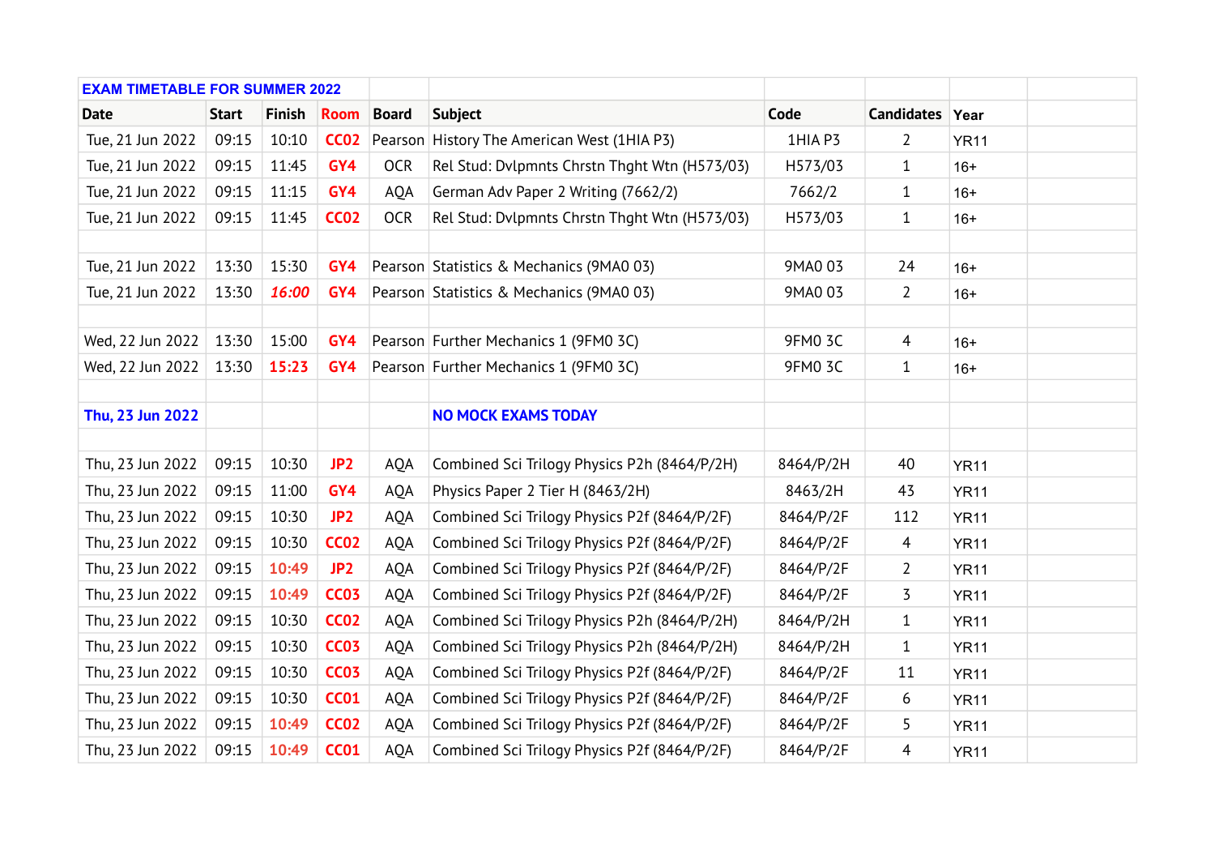| EXAM TIMETABLE FOR SUMMER 2022 | | | | | | | | | |
|---|---|---|---|---|---|---|---|---|---|
| **Date** | **Start** | **Finish** | **Room** | **Board** | **Subject** | **Code** | **Candidates** | **Year** | |
| Tue, 21 Jun 2022 | 09:15 | 10:10 | **CC02** | Pearson | History The American West (1HIA P3) | 1HIA P3 | 2 | YR11 | |
| Tue, 21 Jun 2022 | 09:15 | 11:45 | **GY4** | OCR | Rel Stud: Dvlpmnts Chrstn Thght Wtn (H573/03) | H573/03 | 1 | 16+ | |
| Tue, 21 Jun 2022 | 09:15 | 11:15 | **GY4** | AQA | German Adv Paper 2 Writing (7662/2) | 7662/2 | 1 | 16+ | |
| Tue, 21 Jun 2022 | 09:15 | 11:45 | **CC02** | OCR | Rel Stud: Dvlpmnts Chrstn Thght Wtn (H573/03) | H573/03 | 1 | 16+ | |
| | | | | | | | | | |
| Tue, 21 Jun 2022 | 13:30 | 15:30 | **GY4** | Pearson | Statistics & Mechanics (9MA0 03) | 9MA0 03 | 24 | 16+ | |
| Tue, 21 Jun 2022 | 13:30 | ***16:00*** | **GY4** | Pearson | Statistics & Mechanics (9MA0 03) | 9MA0 03 | 2 | 16+ | |
| | | | | | | | | | |
| Wed, 22 Jun 2022 | 13:30 | 15:00 | **GY4** | Pearson | Further Mechanics 1 (9FM0 3C) | 9FM0 3C | 4 | 16+ | |
| Wed, 22 Jun 2022 | 13:30 | **15:23** | **GY4** | Pearson | Further Mechanics 1 (9FM0 3C) | 9FM0 3C | 1 | 16+ | |
| | | | | | | | | | |
| **Thu, 23 Jun 2022** | | | | | **NO MOCK EXAMS TODAY** | | | | |
| | | | | | | | | | |
| Thu, 23 Jun 2022 | 09:15 | 10:30 | **JP2** | AQA | Combined Sci Trilogy Physics P2h (8464/P/2H) | 8464/P/2H | 40 | YR11 | |
| Thu, 23 Jun 2022 | 09:15 | 11:00 | **GY4** | AQA | Physics Paper 2 Tier H (8463/2H) | 8463/2H | 43 | YR11 | |
| Thu, 23 Jun 2022 | 09:15 | 10:30 | **JP2** | AQA | Combined Sci Trilogy Physics P2f (8464/P/2F) | 8464/P/2F | 112 | YR11 | |
| Thu, 23 Jun 2022 | 09:15 | 10:30 | **CC02** | AQA | Combined Sci Trilogy Physics P2f (8464/P/2F) | 8464/P/2F | 4 | YR11 | |
| Thu, 23 Jun 2022 | 09:15 | **10:49** | **JP2** | AQA | Combined Sci Trilogy Physics P2f (8464/P/2F) | 8464/P/2F | 2 | YR11 | |
| Thu, 23 Jun 2022 | 09:15 | **10:49** | **CC03** | AQA | Combined Sci Trilogy Physics P2f (8464/P/2F) | 8464/P/2F | 3 | YR11 | |
| Thu, 23 Jun 2022 | 09:15 | 10:30 | **CC02** | AQA | Combined Sci Trilogy Physics P2h (8464/P/2H) | 8464/P/2H | 1 | YR11 | |
| Thu, 23 Jun 2022 | 09:15 | 10:30 | **CC03** | AQA | Combined Sci Trilogy Physics P2h (8464/P/2H) | 8464/P/2H | 1 | YR11 | |
| Thu, 23 Jun 2022 | 09:15 | 10:30 | **CC03** | AQA | Combined Sci Trilogy Physics P2f (8464/P/2F) | 8464/P/2F | 11 | YR11 | |
| Thu, 23 Jun 2022 | 09:15 | 10:30 | **CC01** | AQA | Combined Sci Trilogy Physics P2f (8464/P/2F) | 8464/P/2F | 6 | YR11 | |
| Thu, 23 Jun 2022 | 09:15 | **10:49** | **CC02** | AQA | Combined Sci Trilogy Physics P2f (8464/P/2F) | 8464/P/2F | 5 | YR11 | |
| Thu, 23 Jun 2022 | 09:15 | **10:49** | **CC01** | AQA | Combined Sci Trilogy Physics P2f (8464/P/2F) | 8464/P/2F | 4 | YR11 | |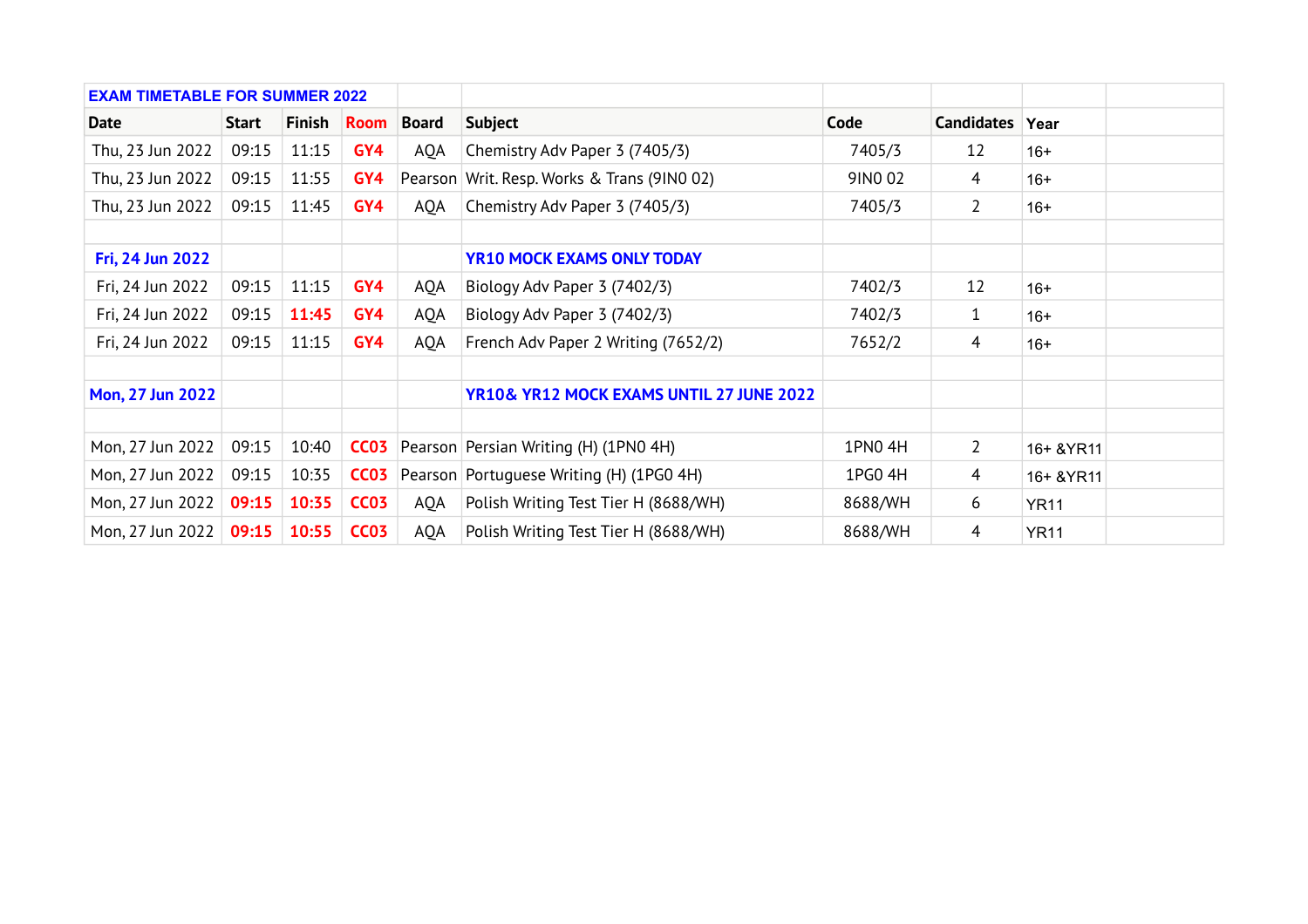| EXAM TIMETABLE FOR SUMMER 2022 | | | | | | | | | |
|---|---|---|---|---|---|---|---|---|---|
| **Date** | **Start** | **Finish** | **Room** | **Board** | **Subject** | **Code** | **Candidates** | **Year** | |
| Thu, 23 Jun 2022 | 09:15 | 11:15 | **GY4** | AQA | Chemistry Adv Paper 3 (7405/3) | 7405/3 | 12 | 16+ | |
| Thu, 23 Jun 2022 | 09:15 | 11:55 | **GY4** | Pearson | Writ. Resp. Works & Trans (9IN0 02) | 9IN0 02 | 4 | 16+ | |
| Thu, 23 Jun 2022 | 09:15 | 11:45 | **GY4** | AQA | Chemistry Adv Paper 3 (7405/3) | 7405/3 | 2 | 16+ | |
| | | | | | | | | | |
| **Fri, 24 Jun 2022** | | | | | **YR10 MOCK EXAMS ONLY TODAY** | | | | |
| Fri, 24 Jun 2022 | 09:15 | 11:15 | **GY4** | AQA | Biology Adv Paper 3 (7402/3) | 7402/3 | 12 | 16+ | |
| Fri, 24 Jun 2022 | 09:15 | **11:45** | **GY4** | AQA | Biology Adv Paper 3 (7402/3) | 7402/3 | 1 | 16+ | |
| Fri, 24 Jun 2022 | 09:15 | 11:15 | **GY4** | AQA | French Adv Paper 2 Writing (7652/2) | 7652/2 | 4 | 16+ | |
| | | | | | | | | | |
| **Mon, 27 Jun 2022** | | | | | **YR10& YR12 MOCK EXAMS UNTIL 27 JUNE 2022** | | | | |
| | | | | | | | | | |
| Mon, 27 Jun 2022 | 09:15 | 10:40 | **CC03** | Pearson | Persian Writing (H) (1PN0 4H) | 1PN0 4H | 2 | 16+ &YR11 | |
| Mon, 27 Jun 2022 | 09:15 | 10:35 | **CC03** | Pearson | Portuguese Writing (H) (1PG0 4H) | 1PG0 4H | 4 | 16+ &YR11 | |
| Mon, 27 Jun 2022 | **09:15** | **10:35** | **CC03** | AQA | Polish Writing Test Tier H (8688/WH) | 8688/WH | 6 | YR11 | |
| Mon, 27 Jun 2022 | **09:15** | **10:55** | **CC03** | AQA | Polish Writing Test Tier H (8688/WH) | 8688/WH | 4 | YR11 | |